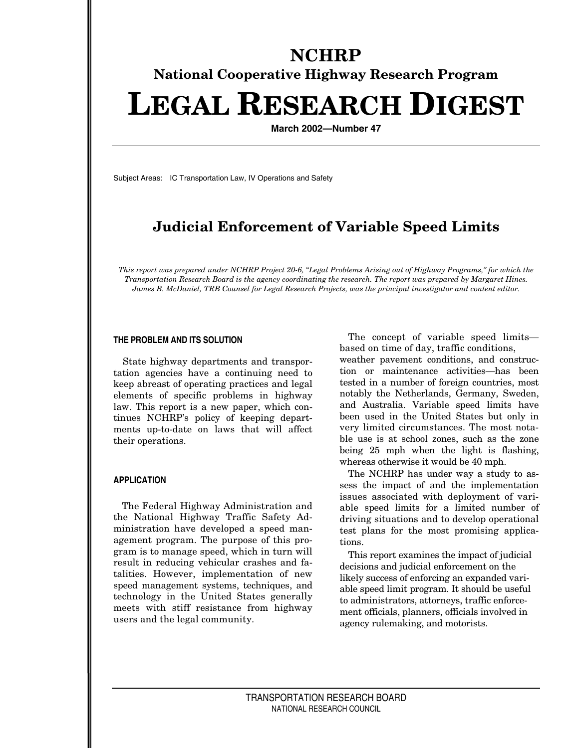# NCHRP

## National Cooperative Highway Research Program

# LEGAL RESEARCH DIGEST

**March 2002—Number 47**

Subject Areas: IC Transportation Law, IV Operations and Safety

## Judicial Enforcement of Variable Speed Limits

*This report was prepared under NCHRP Project 20-6, "Legal Problems Arising out of Highway Programs," for which the Transportation Research Board is the agency coordinating the research. The report was prepared by Margaret Hines. James B. McDaniel, TRB Counsel for Legal Research Projects, was the principal investigator and content editor.*

### THE PROBLEM AND ITS SOLUTION

State highway departments and transportation agencies have a continuing need to keep abreast of operating practices and legal elements of specific problems in highway law. This report is a new paper, which continues NCHRP's policy of keeping departments up-to-date on laws that will affect their operations.

### APPLICATION

The Federal Highway Administration and the National Highway Traffic Safety Administration have developed a speed management program. The purpose of this program is to manage speed, which in turn will result in reducing vehicular crashes and fatalities. However, implementation of new speed management systems, techniques, and technology in the United States generally meets with stiff resistance from highway users and the legal community.

The concept of variable speed limits—based on time of day, traffic conditions, weather pavement conditions, and construction or maintenance activities—has been tested in a number of foreign countries, most notably the Netherlands, Germany, Sweden, and Australia. Variable speed limits have been used in the United States but only in very limited circumstances. The most notable use is at school zones, such as the zone being 25 mph when the light is flashing, whereas otherwise it would be 40 mph.

The NCHRP has under way a study to assess the impact of and the implementation issues associated with deployment of variable speed limits for a limited number of driving situations and to develop operational test plans for the most promising applications.

This report examines the impact of judicial decisions and judicial enforcement on the likely success of enforcing an expanded variable speed limit program. It should be useful to administrators, attorneys, traffic enforcement officials, planners, officials involved in agency rulemaking, and motorists.

TRANSPORTATION RESEARCH BOARD
NATIONAL RESEARCH COUNCIL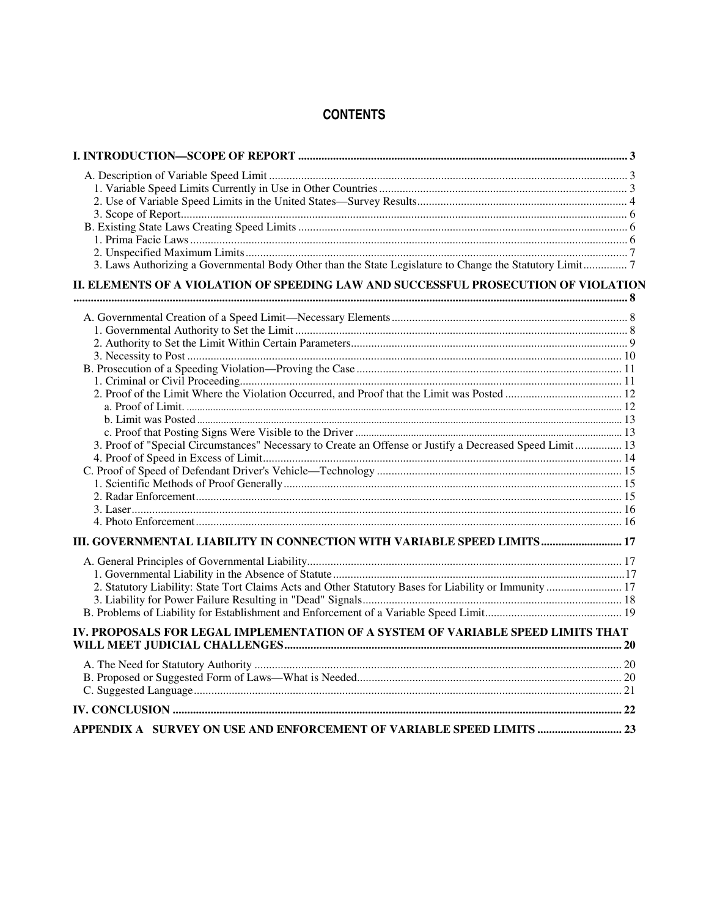# CONTENTS

**I. INTRODUCTION—SCOPE OF REPORT** ..... 3

- A. Description of Variable Speed Limit ..... 3
  - 1. Variable Speed Limits Currently in Use in Other Countries ..... 3
  - 2. Use of Variable Speed Limits in the United States—Survey Results ..... 4
  - 3. Scope of Report ..... 6
- B. Existing State Laws Creating Speed Limits ..... 6
  - 1. Prima Facie Laws ..... 6
  - 2. Unspecified Maximum Limits ..... 7
  - 3. Laws Authorizing a Governmental Body Other than the State Legislature to Change the Statutory Limit ..... 7

**II. ELEMENTS OF A VIOLATION OF SPEEDING LAW AND SUCCESSFUL PROSECUTION OF VIOLATION** ..... 8

- A. Governmental Creation of a Speed Limit—Necessary Elements ..... 8
  - 1. Governmental Authority to Set the Limit ..... 8
  - 2. Authority to Set the Limit Within Certain Parameters ..... 9
  - 3. Necessity to Post ..... 10
- B. Prosecution of a Speeding Violation—Proving the Case ..... 11
  - 1. Criminal or Civil Proceeding ..... 11
  - 2. Proof of the Limit Where the Violation Occurred, and Proof that the Limit was Posted ..... 12
    - a. Proof of Limit. ..... 12
    - b. Limit was Posted ..... 13
    - c. Proof that Posting Signs Were Visible to the Driver ..... 13
  - 3. Proof of "Special Circumstances" Necessary to Create an Offense or Justify a Decreased Speed Limit ..... 13
  - 4. Proof of Speed in Excess of Limit ..... 14
- C. Proof of Speed of Defendant Driver's Vehicle—Technology ..... 15
  - 1. Scientific Methods of Proof Generally ..... 15
  - 2. Radar Enforcement ..... 15
  - 3. Laser ..... 16
  - 4. Photo Enforcement ..... 16

**III. GOVERNMENTAL LIABILITY IN CONNECTION WITH VARIABLE SPEED LIMITS** ..... 17

- A. General Principles of Governmental Liability ..... 17
  - 1. Governmental Liability in the Absence of Statute ..... 17
  - 2. Statutory Liability: State Tort Claims Acts and Other Statutory Bases for Liability or Immunity ..... 17
  - 3. Liability for Power Failure Resulting in "Dead" Signals ..... 18
- B. Problems of Liability for Establishment and Enforcement of a Variable Speed Limit ..... 19

**IV. PROPOSALS FOR LEGAL IMPLEMENTATION OF A SYSTEM OF VARIABLE SPEED LIMITS THAT WILL MEET JUDICIAL CHALLENGES** ..... 20

- A. The Need for Statutory Authority ..... 20
- B. Proposed or Suggested Form of Laws—What is Needed ..... 20
- C. Suggested Language ..... 21

**IV. CONCLUSION** ..... 22

**APPENDIX A SURVEY ON USE AND ENFORCEMENT OF VARIABLE SPEED LIMITS** ..... 23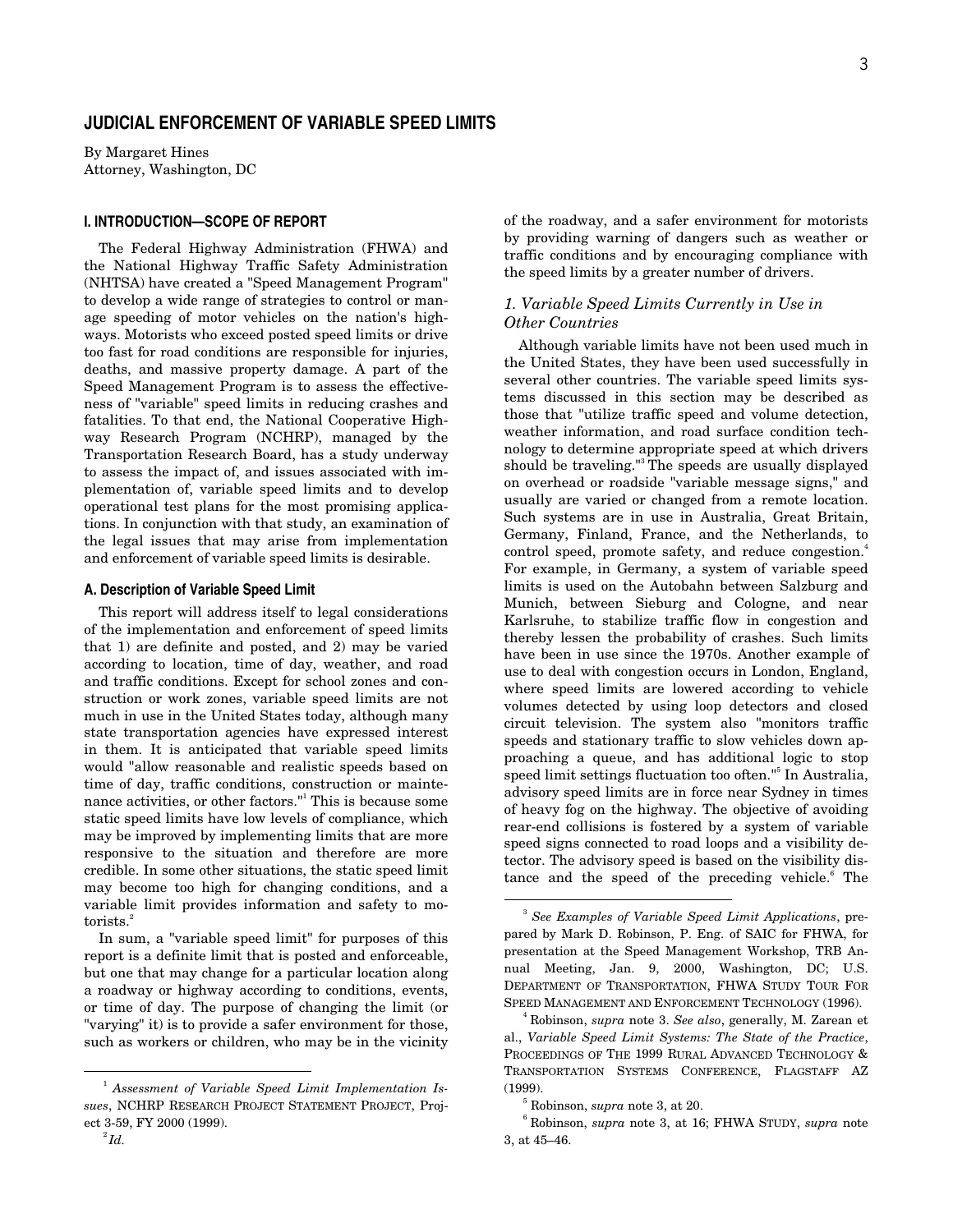## JUDICIAL ENFORCEMENT OF VARIABLE SPEED LIMITS

By Margaret Hines
Attorney, Washington, DC

### I. INTRODUCTION—SCOPE OF REPORT

The Federal Highway Administration (FHWA) and the National Highway Traffic Safety Administration (NHTSA) have created a "Speed Management Program" to develop a wide range of strategies to control or manage speeding of motor vehicles on the nation's highways. Motorists who exceed posted speed limits or drive too fast for road conditions are responsible for injuries, deaths, and massive property damage. A part of the Speed Management Program is to assess the effectiveness of "variable" speed limits in reducing crashes and fatalities. To that end, the National Cooperative Highway Research Program (NCHRP), managed by the Transportation Research Board, has a study underway to assess the impact of, and issues associated with implementation of, variable speed limits and to develop operational test plans for the most promising applications. In conjunction with that study, an examination of the legal issues that may arise from implementation and enforcement of variable speed limits is desirable.

#### A. Description of Variable Speed Limit

This report will address itself to legal considerations of the implementation and enforcement of speed limits that 1) are definite and posted, and 2) may be varied according to location, time of day, weather, and road and traffic conditions. Except for school zones and construction or work zones, variable speed limits are not much in use in the United States today, although many state transportation agencies have expressed interest in them. It is anticipated that variable speed limits would "allow reasonable and realistic speeds based on time of day, traffic conditions, construction or maintenance activities, or other factors."[1] This is because some static speed limits have low levels of compliance, which may be improved by implementing limits that are more responsive to the situation and therefore are more credible. In some other situations, the static speed limit may become too high for changing conditions, and a variable limit provides information and safety to motorists.[2]

In sum, a "variable speed limit" for purposes of this report is a definite limit that is posted and enforceable, but one that may change for a particular location along a roadway or highway according to conditions, events, or time of day. The purpose of changing the limit (or "varying" it) is to provide a safer environment for those, such as workers or children, who may be in the vicinity of the roadway, and a safer environment for motorists by providing warning of dangers such as weather or traffic conditions and by encouraging compliance with the speed limits by a greater number of drivers.

##### *1. Variable Speed Limits Currently in Use in Other Countries*

Although variable limits have not been used much in the United States, they have been used successfully in several other countries. The variable speed limits systems discussed in this section may be described as those that "utilize traffic speed and volume detection, weather information, and road surface condition technology to determine appropriate speed at which drivers should be traveling."[3] The speeds are usually displayed on overhead or roadside "variable message signs," and usually are varied or changed from a remote location. Such systems are in use in Australia, Great Britain, Germany, Finland, France, and the Netherlands, to control speed, promote safety, and reduce congestion.[4] For example, in Germany, a system of variable speed limits is used on the Autobahn between Salzburg and Munich, between Sieburg and Cologne, and near Karlsruhe, to stabilize traffic flow in congestion and thereby lessen the probability of crashes. Such limits have been in use since the 1970s. Another example of use to deal with congestion occurs in London, England, where speed limits are lowered according to vehicle volumes detected by using loop detectors and closed circuit television. The system also "monitors traffic speeds and stationary traffic to slow vehicles down approaching a queue, and has additional logic to stop speed limit settings fluctuation too often."[5] In Australia, advisory speed limits are in force near Sydney in times of heavy fog on the highway. The objective of avoiding rear-end collisions is fostered by a system of variable speed signs connected to road loops and a visibility detector. The advisory speed is based on the visibility distance and the speed of the preceding vehicle.[6] The

---

[1] *Assessment of Variable Speed Limit Implementation Issues*, NCHRP RESEARCH PROJECT STATEMENT PROJECT, Project 3-59, FY 2000 (1999).

[2] *Id.*

[3] *See Examples of Variable Speed Limit Applications*, prepared by Mark D. Robinson, P. Eng. of SAIC for FHWA, for presentation at the Speed Management Workshop, TRB Annual Meeting, Jan. 9, 2000, Washington, DC; U.S. DEPARTMENT OF TRANSPORTATION, FHWA STUDY TOUR FOR SPEED MANAGEMENT AND ENFORCEMENT TECHNOLOGY (1996).

[4] Robinson, *supra* note 3. *See also*, generally, M. Zarean et al., *Variable Speed Limit Systems: The State of the Practice*, PROCEEDINGS OF THE 1999 RURAL ADVANCED TECHNOLOGY & TRANSPORTATION SYSTEMS CONFERENCE, FLAGSTAFF AZ (1999).

[5] Robinson, *supra* note 3, at 20.

[6] Robinson, *supra* note 3, at 16; FHWA STUDY, *supra* note 3, at 45–46.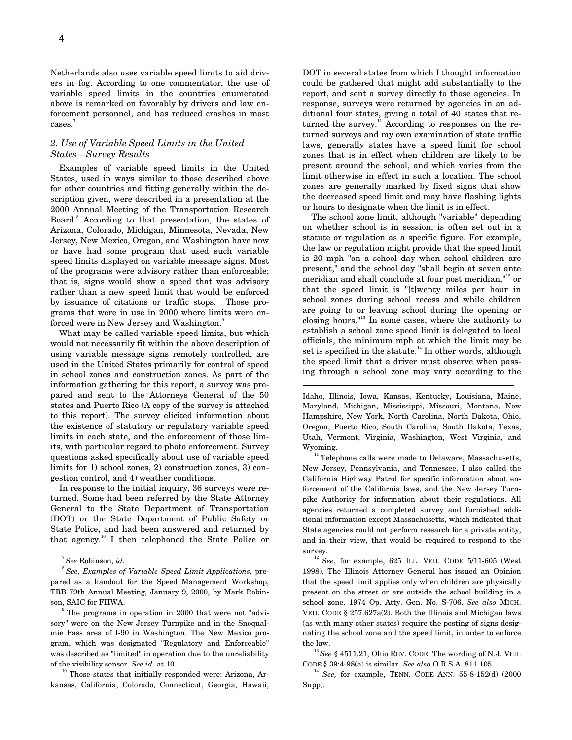Netherlands also uses variable speed limits to aid drivers in fog. According to one commentator, the use of variable speed limits in the countries enumerated above is remarked on favorably by drivers and law enforcement personnel, and has reduced crashes in most cases.[7]

### *2. Use of Variable Speed Limits in the United States—Survey Results*

Examples of variable speed limits in the United States, used in ways similar to those described above for other countries and fitting generally within the description given, were described in a presentation at the 2000 Annual Meeting of the Transportation Research Board.[8] According to that presentation, the states of Arizona, Colorado, Michigan, Minnesota, Nevada, New Jersey, New Mexico, Oregon, and Washington have now or have had some program that used such variable speed limits displayed on variable message signs. Most of the programs were advisory rather than enforceable; that is, signs would show a speed that was advisory rather than a new speed limit that would be enforced by issuance of citations or traffic stops. Those programs that were in use in 2000 where limits were enforced were in New Jersey and Washington.[9]

What may be called variable speed limits, but which would not necessarily fit within the above description of using variable message signs remotely controlled, are used in the United States primarily for control of speed in school zones and construction zones. As part of the information gathering for this report, a survey was prepared and sent to the Attorneys General of the 50 states and Puerto Rico (A copy of the survey is attached to this report). The survey elicited information about the existence of statutory or regulatory variable speed limits in each state, and the enforcement of those limits, with particular regard to photo enforcement. Survey questions asked specifically about use of variable speed limits for 1) school zones, 2) construction zones, 3) congestion control, and 4) weather conditions.

In response to the initial inquiry, 36 surveys were returned. Some had been referred by the State Attorney General to the State Department of Transportation (DOT) or the State Department of Public Safety or State Police, and had been answered and returned by that agency.[10] I then telephoned the State Police or DOT in several states from which I thought information could be gathered that might add substantially to the report, and sent a survey directly to those agencies. In response, surveys were returned by agencies in an additional four states, giving a total of 40 states that returned the survey.[11] According to responses on the returned surveys and my own examination of state traffic laws, generally states have a speed limit for school zones that is in effect when children are likely to be present around the school, and which varies from the limit otherwise in effect in such a location. The school zones are generally marked by fixed signs that show the decreased speed limit and may have flashing lights or hours to designate when the limit is in effect.

The school zone limit, although "variable" depending on whether school is in session, is often set out in a statute or regulation as a specific figure. For example, the law or regulation might provide that the speed limit is 20 mph "on a school day when school children are present," and the school day "shall begin at seven ante meridian and shall conclude at four post meridian,"[12] or that the speed limit is "[t]wenty miles per hour in school zones during school recess and while children are going to or leaving school during the opening or closing hours."[13] In some cases, where the authority to establish a school zone speed limit is delegated to local officials, the minimum mph at which the limit may be set is specified in the statute.[14] In other words, although the speed limit that a driver must observe when passing through a school zone may vary according to the

---

[7] *See* Robinson, *id.*

[8] *See*, *Examples of Variable Speed Limit Applications*, prepared as a handout for the Speed Management Workshop, TRB 79th Annual Meeting, January 9, 2000, by Mark Robinson, SAIC for FHWA.

[9] The programs in operation in 2000 that were not "advisory" were on the New Jersey Turnpike and in the Snoqualmie Pass area of I-90 in Washington. The New Mexico program, which was designated "Regulatory and Enforceable" was described as "limited" in operation due to the unreliability of the visibility sensor. *See id*. at 10.

[10] Those states that initially responded were: Arizona, Arkansas, California, Colorado, Connecticut, Georgia, Hawaii, Idaho, Illinois, Iowa, Kansas, Kentucky, Louisiana, Maine, Maryland, Michigan, Mississippi, Missouri, Montana, New Hampshire, New York, North Carolina, North Dakota, Ohio, Oregon, Puerto Rico, South Carolina, South Dakota, Texas, Utah, Vermont, Virginia, Washington, West Virginia, and Wyoming.

[11] Telephone calls were made to Delaware, Massachusetts, New Jersey, Pennsylvania, and Tennessee. I also called the California Highway Patrol for specific information about enforcement of the California laws, and the New Jersey Turnpike Authority for information about their regulations. All agencies returned a completed survey and furnished additional information except Massachusetts, which indicated that State agencies could not perform research for a private entity, and in their view, that would be required to respond to the survey.

[12] *See*, for example, 625 ILL. VEH. CODE 5/11-605 (West 1998). The Illinois Attorney General has issued an Opinion that the speed limit applies only when children are physically present on the street or are outside the school building in a school zone. 1974 Op. Atty. Gen. No. S-706. *See also* MICH. VEH. CODE § 257.627a(2). Both the Illinois and Michigan laws (as with many other states) require the posting of signs designating the school zone and the speed limit, in order to enforce the law.

[13] *See* § 4511.21, Ohio REV. CODE. The wording of N.J. VEH. CODE § 39:4-98(a) is similar. *See also* O.R.S.A. 811.105.

[14] *See,* for example, TENN. CODE ANN. 55-8-152(d) (2000 Supp).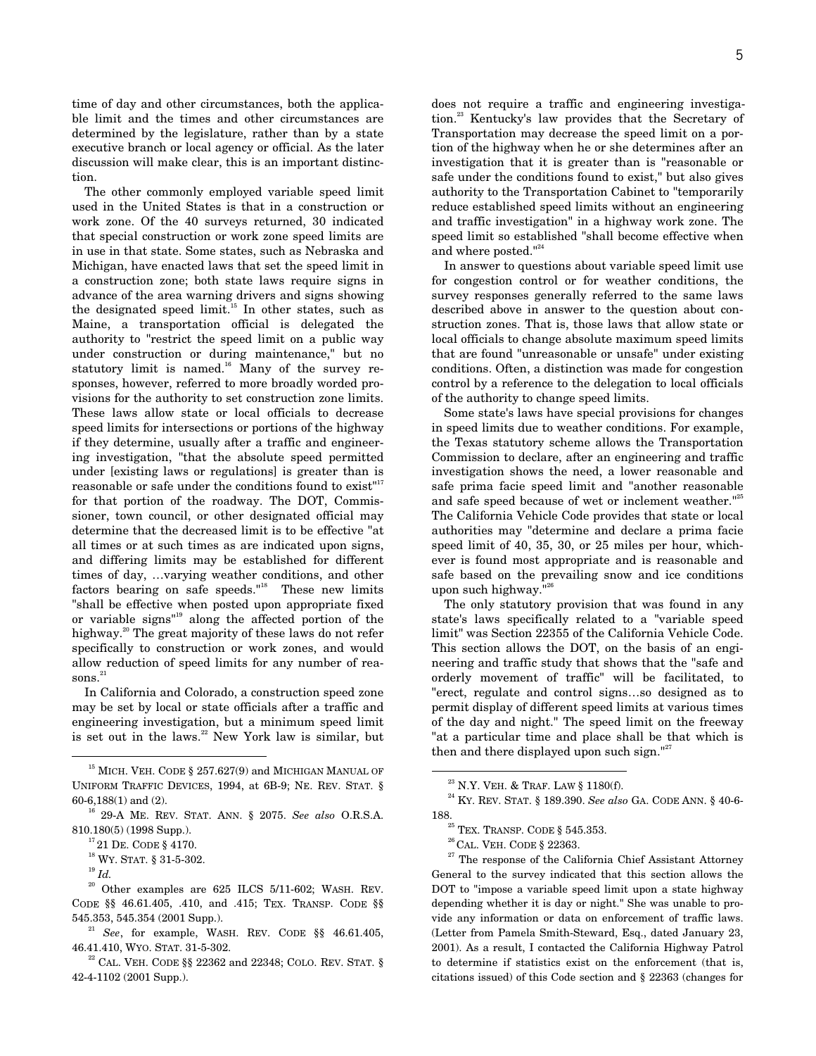time of day and other circumstances, both the applicable limit and the times and other circumstances are determined by the legislature, rather than by a state executive branch or local agency or official. As the later discussion will make clear, this is an important distinction.

The other commonly employed variable speed limit used in the United States is that in a construction or work zone. Of the 40 surveys returned, 30 indicated that special construction or work zone speed limits are in use in that state. Some states, such as Nebraska and Michigan, have enacted laws that set the speed limit in a construction zone; both state laws require signs in advance of the area warning drivers and signs showing the designated speed limit.[15] In other states, such as Maine, a transportation official is delegated the authority to "restrict the speed limit on a public way under construction or during maintenance," but no statutory limit is named.[16] Many of the survey responses, however, referred to more broadly worded provisions for the authority to set construction zone limits. These laws allow state or local officials to decrease speed limits for intersections or portions of the highway if they determine, usually after a traffic and engineering investigation, "that the absolute speed permitted under [existing laws or regulations] is greater than is reasonable or safe under the conditions found to exist"[17] for that portion of the roadway. The DOT, Commissioner, town council, or other designated official may determine that the decreased limit is to be effective "at all times or at such times as are indicated upon signs, and differing limits may be established for different times of day, …varying weather conditions, and other factors bearing on safe speeds."[18] These new limits "shall be effective when posted upon appropriate fixed or variable signs"[19] along the affected portion of the highway.[20] The great majority of these laws do not refer specifically to construction or work zones, and would allow reduction of speed limits for any number of reasons.[21]

In California and Colorado, a construction speed zone may be set by local or state officials after a traffic and engineering investigation, but a minimum speed limit is set out in the laws.[22] New York law is similar, but does not require a traffic and engineering investigation.[23] Kentucky's law provides that the Secretary of Transportation may decrease the speed limit on a portion of the highway when he or she determines after an investigation that it is greater than is "reasonable or safe under the conditions found to exist," but also gives authority to the Transportation Cabinet to "temporarily reduce established speed limits without an engineering and traffic investigation" in a highway work zone. The speed limit so established "shall become effective when and where posted."[24]

In answer to questions about variable speed limit use for congestion control or for weather conditions, the survey responses generally referred to the same laws described above in answer to the question about construction zones. That is, those laws that allow state or local officials to change absolute maximum speed limits that are found "unreasonable or unsafe" under existing conditions. Often, a distinction was made for congestion control by a reference to the delegation to local officials of the authority to change speed limits.

Some state's laws have special provisions for changes in speed limits due to weather conditions. For example, the Texas statutory scheme allows the Transportation Commission to declare, after an engineering and traffic investigation shows the need, a lower reasonable and safe prima facie speed limit and "another reasonable and safe speed because of wet or inclement weather."[25] The California Vehicle Code provides that state or local authorities may "determine and declare a prima facie speed limit of 40, 35, 30, or 25 miles per hour, whichever is found most appropriate and is reasonable and safe based on the prevailing snow and ice conditions upon such highway."[26]

The only statutory provision that was found in any state's laws specifically related to a "variable speed limit" was Section 22355 of the California Vehicle Code. This section allows the DOT, on the basis of an engineering and traffic study that shows that the "safe and orderly movement of traffic" will be facilitated, to "erect, regulate and control signs…so designed as to permit display of different speed limits at various times of the day and night." The speed limit on the freeway "at a particular time and place shall be that which is then and there displayed upon such sign."[27]

---

[15] MICH. VEH. CODE § 257.627(9) and MICHIGAN MANUAL OF UNIFORM TRAFFIC DEVICES, 1994, at 6B-9; NE. REV. STAT. § 60-6,188(1) and (2).

[16] 29-A ME. REV. STAT. ANN. § 2075. *See also* O.R.S.A. 810.180(5) (1998 Supp.).

[17] 21 DE. CODE § 4170.

[18] WY. STAT. § 31-5-302.

[19] *Id.*

[20] Other examples are 625 ILCS 5/11-602; WASH. REV. CODE §§ 46.61.405, .410, and .415; TEX. TRANSP. CODE §§ 545.353, 545.354 (2001 Supp.).

[21] *See*, for example, WASH. REV. CODE §§ 46.61.405, 46.41.410, WYO. STAT. 31-5-302.

[22] CAL. VEH. CODE §§ 22362 and 22348; COLO. REV. STAT. § 42-4-1102 (2001 Supp.).

[23] N.Y. VEH. & TRAF. LAW § 1180(f).

[24] KY. REV. STAT. § 189.390. *See also* GA. CODE ANN. § 40-6-188.

[25] TEX. TRANSP. CODE § 545.353.

[26] CAL. VEH. CODE § 22363.

[27] The response of the California Chief Assistant Attorney General to the survey indicated that this section allows the DOT to "impose a variable speed limit upon a state highway depending whether it is day or night." She was unable to provide any information or data on enforcement of traffic laws. (Letter from Pamela Smith-Steward, Esq., dated January 23, 2001). As a result, I contacted the California Highway Patrol to determine if statistics exist on the enforcement (that is, citations issued) of this Code section and § 22363 (changes for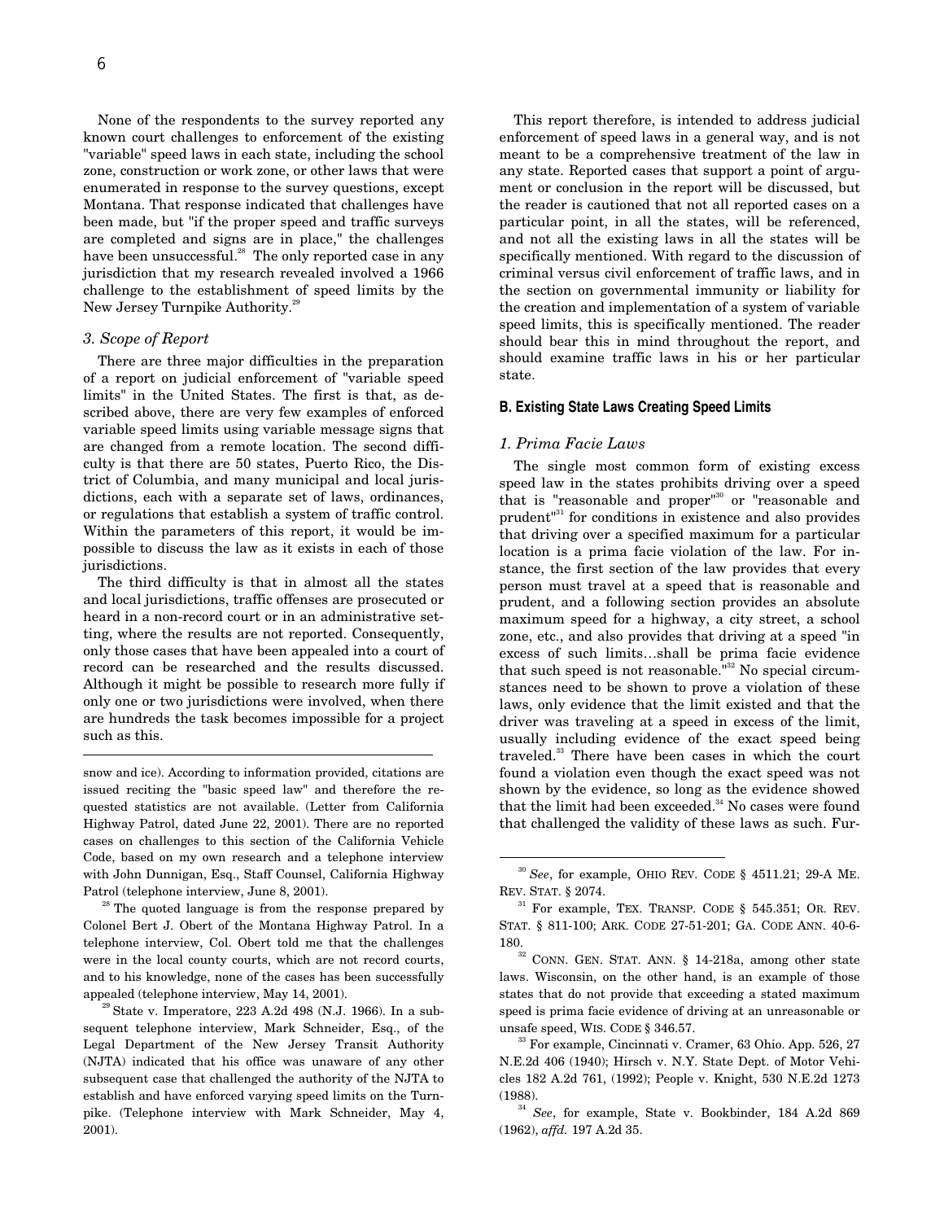None of the respondents to the survey reported any known court challenges to enforcement of the existing "variable" speed laws in each state, including the school zone, construction or work zone, or other laws that were enumerated in response to the survey questions, except Montana. That response indicated that challenges have been made, but "if the proper speed and traffic surveys are completed and signs are in place," the challenges have been unsuccessful.[28] The only reported case in any jurisdiction that my research revealed involved a 1966 challenge to the establishment of speed limits by the New Jersey Turnpike Authority.[29]

### *3. Scope of Report*

There are three major difficulties in the preparation of a report on judicial enforcement of "variable speed limits" in the United States. The first is that, as described above, there are very few examples of enforced variable speed limits using variable message signs that are changed from a remote location. The second difficulty is that there are 50 states, Puerto Rico, the District of Columbia, and many municipal and local jurisdictions, each with a separate set of laws, ordinances, or regulations that establish a system of traffic control. Within the parameters of this report, it would be impossible to discuss the law as it exists in each of those jurisdictions.

The third difficulty is that in almost all the states and local jurisdictions, traffic offenses are prosecuted or heard in a non-record court or in an administrative setting, where the results are not reported. Consequently, only those cases that have been appealed into a court of record can be researched and the results discussed. Although it might be possible to research more fully if only one or two jurisdictions were involved, when there are hundreds the task becomes impossible for a project such as this.

This report therefore, is intended to address judicial enforcement of speed laws in a general way, and is not meant to be a comprehensive treatment of the law in any state. Reported cases that support a point of argument or conclusion in the report will be discussed, but the reader is cautioned that not all reported cases on a particular point, in all the states, will be referenced, and not all the existing laws in all the states will be specifically mentioned. With regard to the discussion of criminal versus civil enforcement of traffic laws, and in the section on governmental immunity or liability for the creation and implementation of a system of variable speed limits, this is specifically mentioned. The reader should bear this in mind throughout the report, and should examine traffic laws in his or her particular state.

## **B. Existing State Laws Creating Speed Limits**

### *1. Prima Facie Laws*

The single most common form of existing excess speed law in the states prohibits driving over a speed that is "reasonable and proper"[30] or "reasonable and prudent"[31] for conditions in existence and also provides that driving over a specified maximum for a particular location is a prima facie violation of the law. For instance, the first section of the law provides that every person must travel at a speed that is reasonable and prudent, and a following section provides an absolute maximum speed for a highway, a city street, a school zone, etc., and also provides that driving at a speed "in excess of such limits…shall be prima facie evidence that such speed is not reasonable."[32] No special circumstances need to be shown to prove a violation of these laws, only evidence that the limit existed and that the driver was traveling at a speed in excess of the limit, usually including evidence of the exact speed being traveled.[33] There have been cases in which the court found a violation even though the exact speed was not shown by the evidence, so long as the evidence showed that the limit had been exceeded.[34] No cases were found that challenged the validity of these laws as such. Fur-

---

snow and ice). According to information provided, citations are issued reciting the "basic speed law" and therefore the requested statistics are not available. (Letter from California Highway Patrol, dated June 22, 2001). There are no reported cases on challenges to this section of the California Vehicle Code, based on my own research and a telephone interview with John Dunnigan, Esq., Staff Counsel, California Highway Patrol (telephone interview, June 8, 2001).

[28] The quoted language is from the response prepared by Colonel Bert J. Obert of the Montana Highway Patrol. In a telephone interview, Col. Obert told me that the challenges were in the local county courts, which are not record courts, and to his knowledge, none of the cases has been successfully appealed (telephone interview, May 14, 2001).

[29] State v. Imperatore, 223 A.2d 498 (N.J. 1966). In a subsequent telephone interview, Mark Schneider, Esq., of the Legal Department of the New Jersey Transit Authority (NJTA) indicated that his office was unaware of any other subsequent case that challenged the authority of the NJTA to establish and have enforced varying speed limits on the Turnpike. (Telephone interview with Mark Schneider, May 4, 2001).

[30] *See*, for example, OHIO REV. CODE § 4511.21; 29-A ME. REV. STAT. § 2074.

[31] For example, TEX. TRANSP. CODE § 545.351; OR. REV. STAT. § 811-100; ARK. CODE 27-51-201; GA. CODE ANN. 40-6-180.

[32] CONN. GEN. STAT. ANN. § 14-218a, among other state laws. Wisconsin, on the other hand, is an example of those states that do not provide that exceeding a stated maximum speed is prima facie evidence of driving at an unreasonable or unsafe speed, WIS. CODE § 346.57.

[33] For example, Cincinnati v. Cramer, 63 Ohio. App. 526, 27 N.E.2d 406 (1940); Hirsch v. N.Y. State Dept. of Motor Vehicles 182 A.2d 761, (1992); People v. Knight, 530 N.E.2d 1273 (1988).

[34] *See*, for example, State v. Bookbinder, 184 A.2d 869 (1962), *affd.* 197 A.2d 35.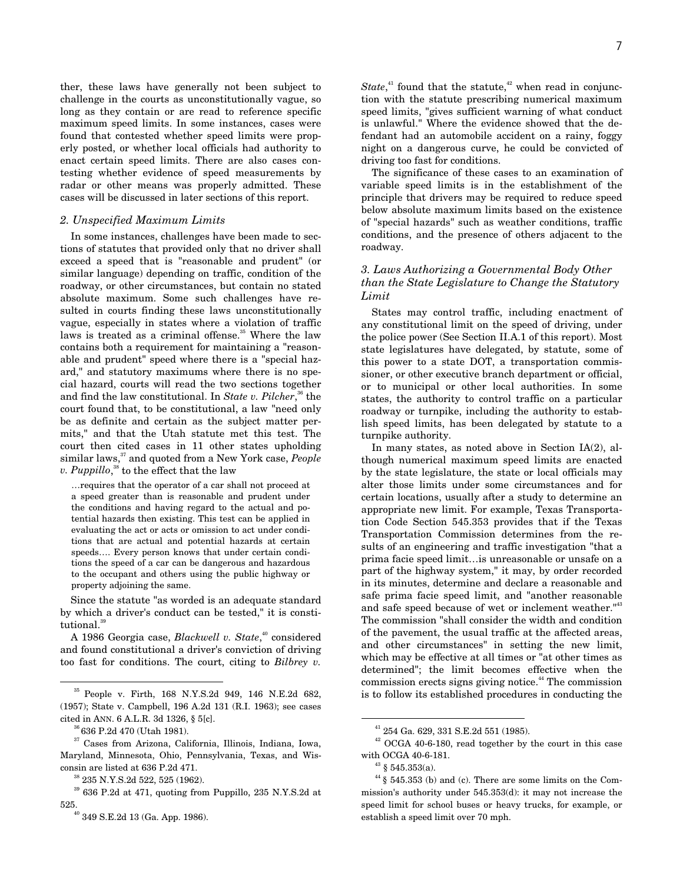ther, these laws have generally not been subject to challenge in the courts as unconstitutionally vague, so long as they contain or are read to reference specific maximum speed limits. In some instances, cases were found that contested whether speed limits were properly posted, or whether local officials had authority to enact certain speed limits. There are also cases contesting whether evidence of speed measurements by radar or other means was properly admitted. These cases will be discussed in later sections of this report.

### *2. Unspecified Maximum Limits*

In some instances, challenges have been made to sections of statutes that provided only that no driver shall exceed a speed that is "reasonable and prudent" (or similar language) depending on traffic, condition of the roadway, or other circumstances, but contain no stated absolute maximum. Some such challenges have resulted in courts finding these laws unconstitutionally vague, especially in states where a violation of traffic laws is treated as a criminal offense.[35] Where the law contains both a requirement for maintaining a "reasonable and prudent" speed where there is a "special hazard," and statutory maximums where there is no special hazard, courts will read the two sections together and find the law constitutional. In *State v. Pilcher*,[36] the court found that, to be constitutional, a law "need only be as definite and certain as the subject matter permits," and that the Utah statute met this test. The court then cited cases in 11 other states upholding similar laws,[37] and quoted from a New York case, *People v. Puppillo*,[38] to the effect that the law

> …requires that the operator of a car shall not proceed at a speed greater than is reasonable and prudent under the conditions and having regard to the actual and potential hazards then existing. This test can be applied in evaluating the act or acts or omission to act under conditions that are actual and potential hazards at certain speeds…. Every person knows that under certain conditions the speed of a car can be dangerous and hazardous to the occupant and others using the public highway or property adjoining the same.

Since the statute "as worded is an adequate standard by which a driver's conduct can be tested," it is constitutional.[39]

A 1986 Georgia case, *Blackwell v. State*,[40] considered and found constitutional a driver's conviction of driving too fast for conditions. The court, citing to *Bilbrey v. State*,[41] found that the statute,[42] when read in conjunction with the statute prescribing numerical maximum speed limits, "gives sufficient warning of what conduct is unlawful." Where the evidence showed that the defendant had an automobile accident on a rainy, foggy night on a dangerous curve, he could be convicted of driving too fast for conditions.

The significance of these cases to an examination of variable speed limits is in the establishment of the principle that drivers may be required to reduce speed below absolute maximum limits based on the existence of "special hazards" such as weather conditions, traffic conditions, and the presence of others adjacent to the roadway.

### *3. Laws Authorizing a Governmental Body Other than the State Legislature to Change the Statutory Limit*

States may control traffic, including enactment of any constitutional limit on the speed of driving, under the police power (See Section II.A.1 of this report). Most state legislatures have delegated, by statute, some of this power to a state DOT, a transportation commissioner, or other executive branch department or official, or to municipal or other local authorities. In some states, the authority to control traffic on a particular roadway or turnpike, including the authority to establish speed limits, has been delegated by statute to a turnpike authority.

In many states, as noted above in Section IA(2), although numerical maximum speed limits are enacted by the state legislature, the state or local officials may alter those limits under some circumstances and for certain locations, usually after a study to determine an appropriate new limit. For example, Texas Transportation Code Section 545.353 provides that if the Texas Transportation Commission determines from the results of an engineering and traffic investigation "that a prima facie speed limit…is unreasonable or unsafe on a part of the highway system," it may, by order recorded in its minutes, determine and declare a reasonable and safe prima facie speed limit, and "another reasonable and safe speed because of wet or inclement weather."[43] The commission "shall consider the width and condition of the pavement, the usual traffic at the affected areas, and other circumstances" in setting the new limit, which may be effective at all times or "at other times as determined"; the limit becomes effective when the commission erects signs giving notice.[44] The commission is to follow its established procedures in conducting the

---

[35] People v. Firth, 168 N.Y.S.2d 949, 146 N.E.2d 682, (1957); State v. Campbell, 196 A.2d 131 (R.I. 1963); see cases cited in ANN. 6 A.L.R. 3d 1326, § 5[c].

[36] 636 P.2d 470 (Utah 1981).

[37] Cases from Arizona, California, Illinois, Indiana, Iowa, Maryland, Minnesota, Ohio, Pennsylvania, Texas, and Wisconsin are listed at 636 P.2d 471.

[38] 235 N.Y.S.2d 522, 525 (1962).

[39] 636 P.2d at 471, quoting from Puppillo, 235 N.Y.S.2d at 525.

[40] 349 S.E.2d 13 (Ga. App. 1986).

[41] 254 Ga. 629, 331 S.E.2d 551 (1985).

[42] OCGA 40-6-180, read together by the court in this case with OCGA 40-6-181.

[43] § 545.353(a).

[44] § 545.353 (b) and (c). There are some limits on the Commission's authority under 545.353(d): it may not increase the speed limit for school buses or heavy trucks, for example, or establish a speed limit over 70 mph.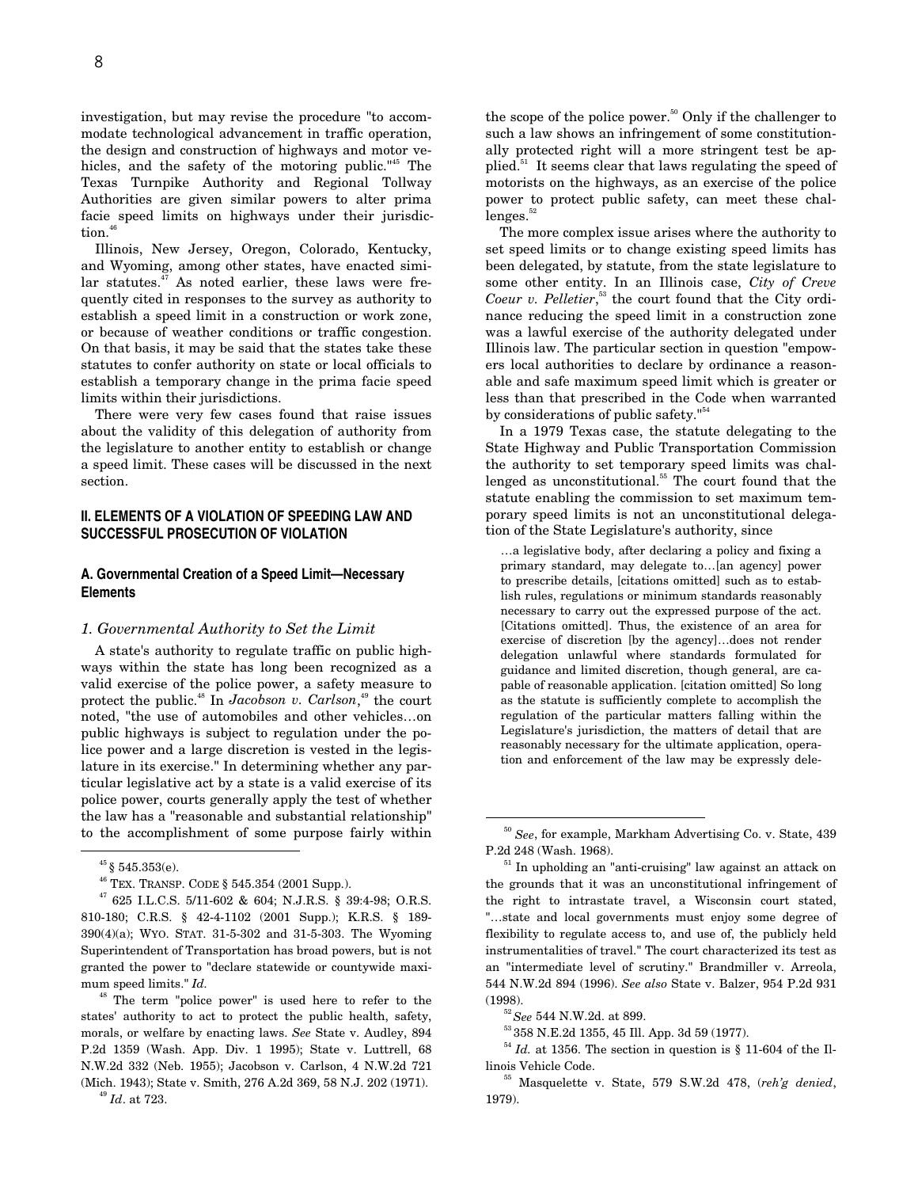investigation, but may revise the procedure "to accommodate technological advancement in traffic operation, the design and construction of highways and motor vehicles, and the safety of the motoring public."[45] The Texas Turnpike Authority and Regional Tollway Authorities are given similar powers to alter prima facie speed limits on highways under their jurisdiction.[46]

Illinois, New Jersey, Oregon, Colorado, Kentucky, and Wyoming, among other states, have enacted similar statutes.[47] As noted earlier, these laws were frequently cited in responses to the survey as authority to establish a speed limit in a construction or work zone, or because of weather conditions or traffic congestion. On that basis, it may be said that the states take these statutes to confer authority on state or local officials to establish a temporary change in the prima facie speed limits within their jurisdictions.

There were very few cases found that raise issues about the validity of this delegation of authority from the legislature to another entity to establish or change a speed limit. These cases will be discussed in the next section.

## II. ELEMENTS OF A VIOLATION OF SPEEDING LAW AND SUCCESSFUL PROSECUTION OF VIOLATION

### A. Governmental Creation of a Speed Limit—Necessary Elements

#### *1. Governmental Authority to Set the Limit*

A state's authority to regulate traffic on public highways within the state has long been recognized as a valid exercise of the police power, a safety measure to protect the public.[48] In *Jacobson v. Carlson*,[49] the court noted, "the use of automobiles and other vehicles…on public highways is subject to regulation under the police power and a large discretion is vested in the legislature in its exercise." In determining whether any particular legislative act by a state is a valid exercise of its police power, courts generally apply the test of whether the law has a "reasonable and substantial relationship" to the accomplishment of some purpose fairly within the scope of the police power.[50] Only if the challenger to such a law shows an infringement of some constitutionally protected right will a more stringent test be applied.[51] It seems clear that laws regulating the speed of motorists on the highways, as an exercise of the police power to protect public safety, can meet these challenges.[52]

The more complex issue arises where the authority to set speed limits or to change existing speed limits has been delegated, by statute, from the state legislature to some other entity. In an Illinois case, *City of Creve Coeur v. Pelletier*,[53] the court found that the City ordinance reducing the speed limit in a construction zone was a lawful exercise of the authority delegated under Illinois law. The particular section in question "empowers local authorities to declare by ordinance a reasonable and safe maximum speed limit which is greater or less than that prescribed in the Code when warranted by considerations of public safety."[54]

In a 1979 Texas case, the statute delegating to the State Highway and Public Transportation Commission the authority to set temporary speed limits was challenged as unconstitutional.[55] The court found that the statute enabling the commission to set maximum temporary speed limits is not an unconstitutional delegation of the State Legislature's authority, since

> …a legislative body, after declaring a policy and fixing a primary standard, may delegate to…[an agency] power to prescribe details, [citations omitted] such as to establish rules, regulations or minimum standards reasonably necessary to carry out the expressed purpose of the act. [Citations omitted]. Thus, the existence of an area for exercise of discretion [by the agency]…does not render delegation unlawful where standards formulated for guidance and limited discretion, though general, are capable of reasonable application. [citation omitted] So long as the statute is sufficiently complete to accomplish the regulation of the particular matters falling within the Legislature's jurisdiction, the matters of detail that are reasonably necessary for the ultimate application, operation and enforcement of the law may be expressly dele-

---

[45] § 545.353(e).

[46] TEX. TRANSP. CODE § 545.354 (2001 Supp.).

[47] 625 I.L.C.S. 5/11-602 & 604; N.J.R.S. § 39:4-98; O.R.S. 810-180; C.R.S. § 42-4-1102 (2001 Supp.); K.R.S. § 189-390(4)(a); WYO. STAT. 31-5-302 and 31-5-303. The Wyoming Superintendent of Transportation has broad powers, but is not granted the power to "declare statewide or countywide maximum speed limits." *Id.*

[48] The term "police power" is used here to refer to the states' authority to act to protect the public health, safety, morals, or welfare by enacting laws. *See* State v. Audley, 894 P.2d 1359 (Wash. App. Div. 1 1995); State v. Luttrell, 68 N.W.2d 332 (Neb. 1955); Jacobson v. Carlson, 4 N.W.2d 721 (Mich. 1943); State v. Smith, 276 A.2d 369, 58 N.J. 202 (1971).

[49] *Id*. at 723.

[50] *See*, for example, Markham Advertising Co. v. State, 439 P.2d 248 (Wash. 1968).

[51] In upholding an "anti-cruising" law against an attack on the grounds that it was an unconstitutional infringement of the right to intrastate travel, a Wisconsin court stated, "…state and local governments must enjoy some degree of flexibility to regulate access to, and use of, the publicly held instrumentalities of travel." The court characterized its test as an "intermediate level of scrutiny." Brandmiller v. Arreola, 544 N.W.2d 894 (1996). *See also* State v. Balzer, 954 P.2d 931 (1998).

[52] *See* 544 N.W.2d. at 899.

[53] 358 N.E.2d 1355, 45 Ill. App. 3d 59 (1977).

[54] *Id.* at 1356. The section in question is § 11-604 of the Illinois Vehicle Code.

[55] Masquelette v. State, 579 S.W.2d 478, (*reh'g denied*, 1979).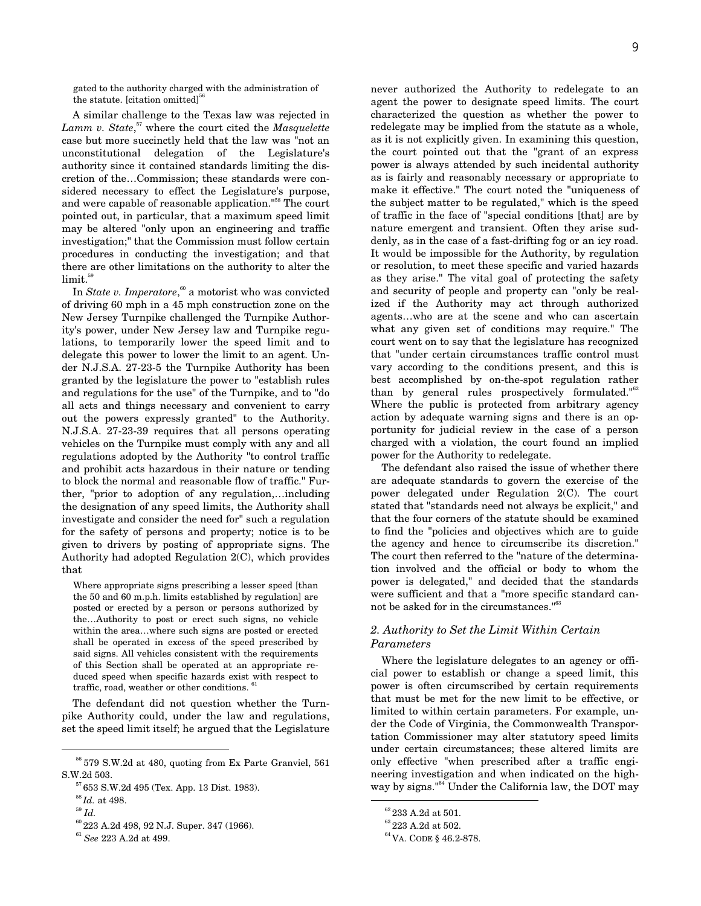gated to the authority charged with the administration of the statute. [citation omitted][56]

A similar challenge to the Texas law was rejected in *Lamm v. State*,[57] where the court cited the *Masquelette* case but more succinctly held that the law was "not an unconstitutional delegation of the Legislature's authority since it contained standards limiting the discretion of the…Commission; these standards were considered necessary to effect the Legislature's purpose, and were capable of reasonable application."[58] The court pointed out, in particular, that a maximum speed limit may be altered "only upon an engineering and traffic investigation;" that the Commission must follow certain procedures in conducting the investigation; and that there are other limitations on the authority to alter the limit.[59]

In *State v. Imperatore*,[60] a motorist who was convicted of driving 60 mph in a 45 mph construction zone on the New Jersey Turnpike challenged the Turnpike Authority's power, under New Jersey law and Turnpike regulations, to temporarily lower the speed limit and to delegate this power to lower the limit to an agent. Under N.J.S.A. 27-23-5 the Turnpike Authority has been granted by the legislature the power to "establish rules and regulations for the use" of the Turnpike, and to "do all acts and things necessary and convenient to carry out the powers expressly granted" to the Authority. N.J.S.A. 27-23-39 requires that all persons operating vehicles on the Turnpike must comply with any and all regulations adopted by the Authority "to control traffic and prohibit acts hazardous in their nature or tending to block the normal and reasonable flow of traffic." Further, "prior to adoption of any regulation,…including the designation of any speed limits, the Authority shall investigate and consider the need for" such a regulation for the safety of persons and property; notice is to be given to drivers by posting of appropriate signs. The Authority had adopted Regulation 2(C), which provides that

> Where appropriate signs prescribing a lesser speed [than the 50 and 60 m.p.h. limits established by regulation] are posted or erected by a person or persons authorized by the…Authority to post or erect such signs, no vehicle within the area…where such signs are posted or erected shall be operated in excess of the speed prescribed by said signs. All vehicles consistent with the requirements of this Section shall be operated at an appropriate reduced speed when specific hazards exist with respect to traffic, road, weather or other conditions.[61]

The defendant did not question whether the Turnpike Authority could, under the law and regulations, set the speed limit itself; he argued that the Legislature never authorized the Authority to redelegate to an agent the power to designate speed limits. The court characterized the question as whether the power to redelegate may be implied from the statute as a whole, as it is not explicitly given. In examining this question, the court pointed out that the "grant of an express power is always attended by such incidental authority as is fairly and reasonably necessary or appropriate to make it effective." The court noted the "uniqueness of the subject matter to be regulated," which is the speed of traffic in the face of "special conditions [that] are by nature emergent and transient. Often they arise suddenly, as in the case of a fast-drifting fog or an icy road. It would be impossible for the Authority, by regulation or resolution, to meet these specific and varied hazards as they arise." The vital goal of protecting the safety and security of people and property can "only be realized if the Authority may act through authorized agents…who are at the scene and who can ascertain what any given set of conditions may require." The court went on to say that the legislature has recognized that "under certain circumstances traffic control must vary according to the conditions present, and this is best accomplished by on-the-spot regulation rather than by general rules prospectively formulated."[62] Where the public is protected from arbitrary agency action by adequate warning signs and there is an opportunity for judicial review in the case of a person charged with a violation, the court found an implied power for the Authority to redelegate.

The defendant also raised the issue of whether there are adequate standards to govern the exercise of the power delegated under Regulation 2(C). The court stated that "standards need not always be explicit," and that the four corners of the statute should be examined to find the "policies and objectives which are to guide the agency and hence to circumscribe its discretion." The court then referred to the "nature of the determination involved and the official or body to whom the power is delegated," and decided that the standards were sufficient and that a "more specific standard cannot be asked for in the circumstances."[63]

### *2. Authority to Set the Limit Within Certain Parameters*

Where the legislature delegates to an agency or official power to establish or change a speed limit, this power is often circumscribed by certain requirements that must be met for the new limit to be effective, or limited to within certain parameters. For example, under the Code of Virginia, the Commonwealth Transportation Commissioner may alter statutory speed limits under certain circumstances; these altered limits are only effective "when prescribed after a traffic engineering investigation and when indicated on the highway by signs."[64] Under the California law, the DOT may

---

[56] 579 S.W.2d at 480, quoting from Ex Parte Granviel, 561 S.W.2d 503.

[57] 653 S.W.2d 495 (Tex. App. 13 Dist. 1983).

[58] *Id.* at 498.

[59] *Id.*

[60] 223 A.2d 498, 92 N.J. Super. 347 (1966).

[61] *See* 223 A.2d at 499.

[62] 233 A.2d at 501.

[63] 223 A.2d at 502.

[64] VA. CODE § 46.2-878.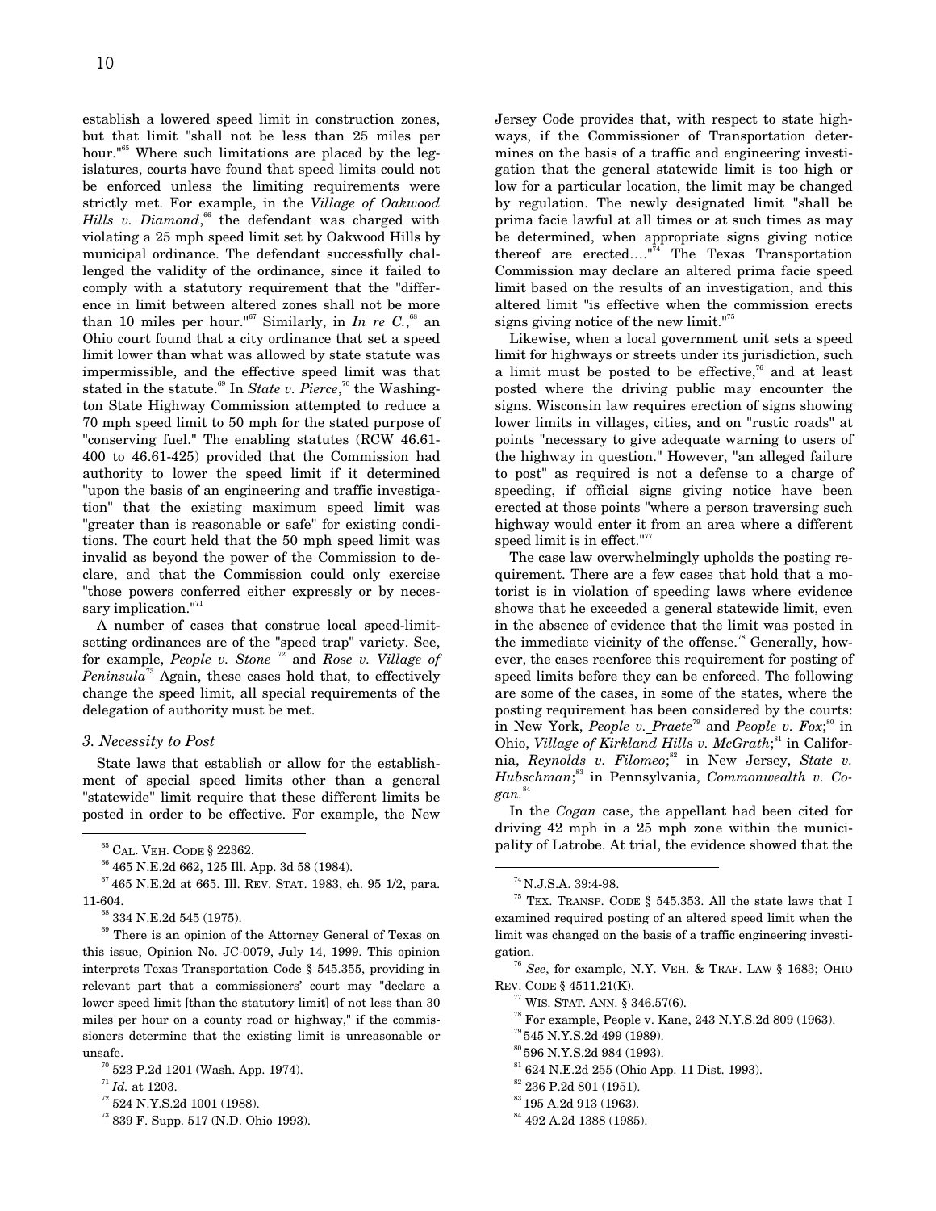establish a lowered speed limit in construction zones, but that limit "shall not be less than 25 miles per hour."[65] Where such limitations are placed by the legislatures, courts have found that speed limits could not be enforced unless the limiting requirements were strictly met. For example, in the *Village of Oakwood Hills v. Diamond*,[66] the defendant was charged with violating a 25 mph speed limit set by Oakwood Hills by municipal ordinance. The defendant successfully challenged the validity of the ordinance, since it failed to comply with a statutory requirement that the "difference in limit between altered zones shall not be more than 10 miles per hour."[67] Similarly, in *In re C.*,[68] an Ohio court found that a city ordinance that set a speed limit lower than what was allowed by state statute was impermissible, and the effective speed limit was that stated in the statute.[69] In *State v. Pierce*,[70] the Washington State Highway Commission attempted to reduce a 70 mph speed limit to 50 mph for the stated purpose of "conserving fuel." The enabling statutes (RCW 46.61-400 to 46.61-425) provided that the Commission had authority to lower the speed limit if it determined "upon the basis of an engineering and traffic investigation" that the existing maximum speed limit was "greater than is reasonable or safe" for existing conditions. The court held that the 50 mph speed limit was invalid as beyond the power of the Commission to declare, and that the Commission could only exercise "those powers conferred either expressly or by necessary implication."[71]

A number of cases that construe local speed-limit-setting ordinances are of the "speed trap" variety. See, for example, *People v. Stone* [72] and *Rose v. Village of Peninsula*[73] Again, these cases hold that, to effectively change the speed limit, all special requirements of the delegation of authority must be met.

### *3. Necessity to Post*

State laws that establish or allow for the establishment of special speed limits other than a general "statewide" limit require that these different limits be posted in order to be effective. For example, the New Jersey Code provides that, with respect to state highways, if the Commissioner of Transportation determines on the basis of a traffic and engineering investigation that the general statewide limit is too high or low for a particular location, the limit may be changed by regulation. The newly designated limit "shall be prima facie lawful at all times or at such times as may be determined, when appropriate signs giving notice thereof are erected...."[74] The Texas Transportation Commission may declare an altered prima facie speed limit based on the results of an investigation, and this altered limit "is effective when the commission erects signs giving notice of the new limit."[75]

Likewise, when a local government unit sets a speed limit for highways or streets under its jurisdiction, such a limit must be posted to be effective,[76] and at least posted where the driving public may encounter the signs. Wisconsin law requires erection of signs showing lower limits in villages, cities, and on "rustic roads" at points "necessary to give adequate warning to users of the highway in question." However, "an alleged failure to post" as required is not a defense to a charge of speeding, if official signs giving notice have been erected at those points "where a person traversing such highway would enter it from an area where a different speed limit is in effect."[77]

The case law overwhelmingly upholds the posting requirement. There are a few cases that hold that a motorist is in violation of speeding laws where evidence shows that he exceeded a general statewide limit, even in the absence of evidence that the limit was posted in the immediate vicinity of the offense.[78] Generally, however, the cases reenforce this requirement for posting of speed limits before they can be enforced. The following are some of the cases, in some of the states, where the posting requirement has been considered by the courts: in New York, *People v. Praete*[79] and *People v. Fox*;[80] in Ohio, *Village of Kirkland Hills v. McGrath*;[81] in California, *Reynolds v. Filomeo*;[82] in New Jersey, *State v. Hubschman*;[83] in Pennsylvania, *Commonwealth v. Cogan*.[84]

In the *Cogan* case, the appellant had been cited for driving 42 mph in a 25 mph zone within the municipality of Latrobe. At trial, the evidence showed that the

---

[65] CAL. VEH. CODE § 22362.

[66] 465 N.E.2d 662, 125 Ill. App. 3d 58 (1984).

[67] 465 N.E.2d at 665. Ill. REV. STAT. 1983, ch. 95 1/2, para. 11-604.

[68] 334 N.E.2d 545 (1975).

[69] There is an opinion of the Attorney General of Texas on this issue, Opinion No. JC-0079, July 14, 1999. This opinion interprets Texas Transportation Code § 545.355, providing in relevant part that a commissioners' court may "declare a lower speed limit [than the statutory limit] of not less than 30 miles per hour on a county road or highway," if the commissioners determine that the existing limit is unreasonable or unsafe.

[70] 523 P.2d 1201 (Wash. App. 1974).

[71] *Id.* at 1203.

[72] 524 N.Y.S.2d 1001 (1988).

[73] 839 F. Supp. 517 (N.D. Ohio 1993).

[74] N.J.S.A. 39:4-98.

[75] TEX. TRANSP. CODE § 545.353. All the state laws that I examined required posting of an altered speed limit when the limit was changed on the basis of a traffic engineering investigation.

[76] *See*, for example, N.Y. VEH. & TRAF. LAW § 1683; OHIO REV. CODE § 4511.21(K).

[77] WIS. STAT. ANN. § 346.57(6).

[78] For example, People v. Kane, 243 N.Y.S.2d 809 (1963).

[79] 545 N.Y.S.2d 499 (1989).

[80] 596 N.Y.S.2d 984 (1993).

[81] 624 N.E.2d 255 (Ohio App. 11 Dist. 1993).

[82] 236 P.2d 801 (1951).

[83] 195 A.2d 913 (1963).

[84] 492 A.2d 1388 (1985).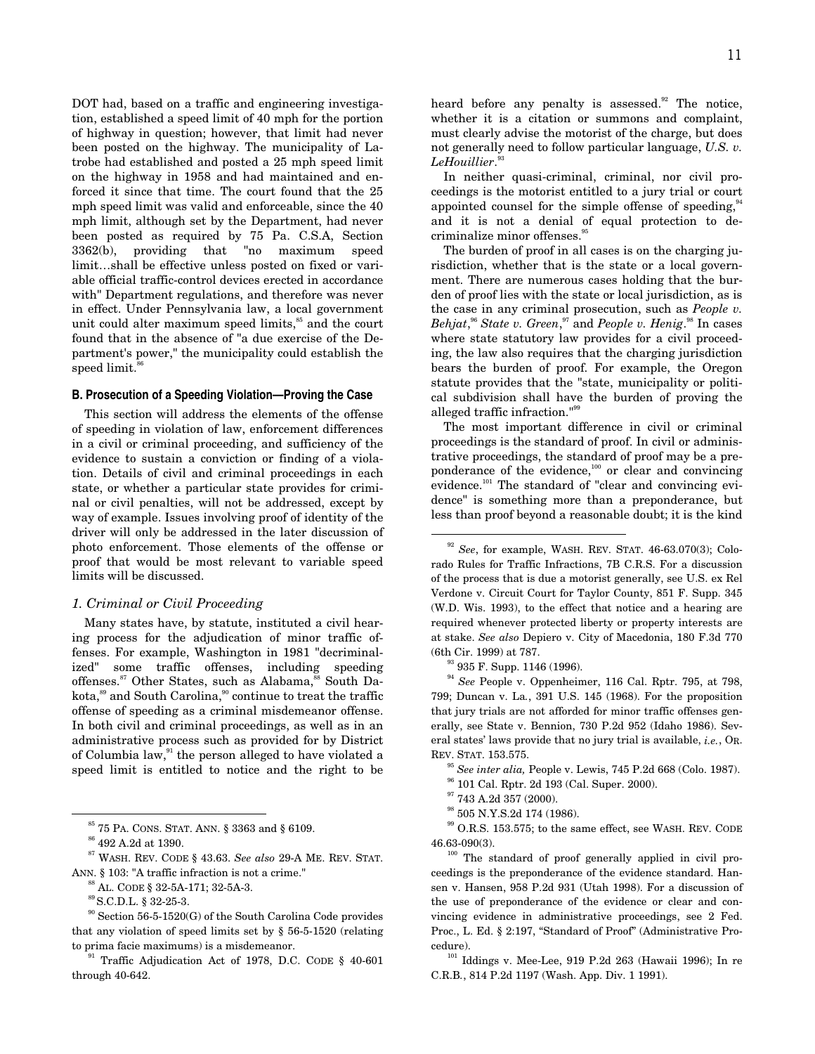DOT had, based on a traffic and engineering investigation, established a speed limit of 40 mph for the portion of highway in question; however, that limit had never been posted on the highway. The municipality of Latrobe had established and posted a 25 mph speed limit on the highway in 1958 and had maintained and enforced it since that time. The court found that the 25 mph speed limit was valid and enforceable, since the 40 mph limit, although set by the Department, had never been posted as required by 75 Pa. C.S.A, Section 3362(b), providing that "no maximum speed limit…shall be effective unless posted on fixed or variable official traffic-control devices erected in accordance with" Department regulations, and therefore was never in effect. Under Pennsylvania law, a local government unit could alter maximum speed limits,[85] and the court found that in the absence of "a due exercise of the Department's power," the municipality could establish the speed limit.[86]

### B. Prosecution of a Speeding Violation—Proving the Case

This section will address the elements of the offense of speeding in violation of law, enforcement differences in a civil or criminal proceeding, and sufficiency of the evidence to sustain a conviction or finding of a violation. Details of civil and criminal proceedings in each state, or whether a particular state provides for criminal or civil penalties, will not be addressed, except by way of example. Issues involving proof of identity of the driver will only be addressed in the later discussion of photo enforcement. Those elements of the offense or proof that would be most relevant to variable speed limits will be discussed.

#### *1. Criminal or Civil Proceeding*

Many states have, by statute, instituted a civil hearing process for the adjudication of minor traffic offenses. For example, Washington in 1981 "decriminalized" some traffic offenses, including speeding offenses.[87] Other States, such as Alabama,[88] South Dakota,[89] and South Carolina,[90] continue to treat the traffic offense of speeding as a criminal misdemeanor offense. In both civil and criminal proceedings, as well as in an administrative process such as provided for by District of Columbia law,[91] the person alleged to have violated a speed limit is entitled to notice and the right to be heard before any penalty is assessed.[92] The notice, whether it is a citation or summons and complaint, must clearly advise the motorist of the charge, but does not generally need to follow particular language, *U.S. v. LeHouillier*.[93]

In neither quasi-criminal, criminal, nor civil proceedings is the motorist entitled to a jury trial or court appointed counsel for the simple offense of speeding,[94] and it is not a denial of equal protection to decriminalize minor offenses.[95]

The burden of proof in all cases is on the charging jurisdiction, whether that is the state or a local government. There are numerous cases holding that the burden of proof lies with the state or local jurisdiction, as is the case in any criminal prosecution, such as *People v. Behjat*,[96] *State v. Green*,[97] and *People v. Henig*.[98] In cases where state statutory law provides for a civil proceeding, the law also requires that the charging jurisdiction bears the burden of proof. For example, the Oregon statute provides that the "state, municipality or political subdivision shall have the burden of proving the alleged traffic infraction."[99]

The most important difference in civil or criminal proceedings is the standard of proof. In civil or administrative proceedings, the standard of proof may be a preponderance of the evidence,[100] or clear and convincing evidence.[101] The standard of "clear and convincing evidence" is something more than a preponderance, but less than proof beyond a reasonable doubt; it is the kind

---

[85] 75 PA. CONS. STAT. ANN. § 3363 and § 6109.

[86] 492 A.2d at 1390.

[87] WASH. REV. CODE § 43.63. *See also* 29-A ME. REV. STAT. ANN. § 103: "A traffic infraction is not a crime."

[88] AL. CODE § 32-5A-171; 32-5A-3.

[89] S.C.D.L. § 32-25-3.

[90] Section 56-5-1520(G) of the South Carolina Code provides that any violation of speed limits set by § 56-5-1520 (relating to prima facie maximums) is a misdemeanor.

[91] Traffic Adjudication Act of 1978, D.C. CODE § 40-601 through 40-642.

[92] *See*, for example, WASH. REV. STAT. 46-63.070(3); Colorado Rules for Traffic Infractions, 7B C.R.S. For a discussion of the process that is due a motorist generally, see U.S. ex Rel Verdone v. Circuit Court for Taylor County, 851 F. Supp. 345 (W.D. Wis. 1993), to the effect that notice and a hearing are required whenever protected liberty or property interests are at stake. *See also* Depiero v. City of Macedonia, 180 F.3d 770 (6th Cir. 1999) at 787.

[93] 935 F. Supp. 1146 (1996).

[94] *See* People v. Oppenheimer, 116 Cal. Rptr. 795, at 798, 799; Duncan v. La., 391 U.S. 145 (1968). For the proposition that jury trials are not afforded for minor traffic offenses generally, see State v. Bennion, 730 P.2d 952 (Idaho 1986). Several states' laws provide that no jury trial is available, *i.e.*, OR. REV. STAT. 153.575.

[95] *See inter alia,* People v. Lewis, 745 P.2d 668 (Colo. 1987).

[96] 101 Cal. Rptr. 2d 193 (Cal. Super. 2000).

[97] 743 A.2d 357 (2000).

[98] 505 N.Y.S.2d 174 (1986).

[99] O.R.S. 153.575; to the same effect, see WASH. REV. CODE 46.63-090(3).

[100] The standard of proof generally applied in civil proceedings is the preponderance of the evidence standard. Hansen v. Hansen, 958 P.2d 931 (Utah 1998). For a discussion of the use of preponderance of the evidence or clear and convincing evidence in administrative proceedings, see 2 Fed. Proc., L. Ed. § 2:197, "Standard of Proof" (Administrative Procedure).

[101] Iddings v. Mee-Lee, 919 P.2d 263 (Hawaii 1996); In re C.R.B., 814 P.2d 1197 (Wash. App. Div. 1 1991).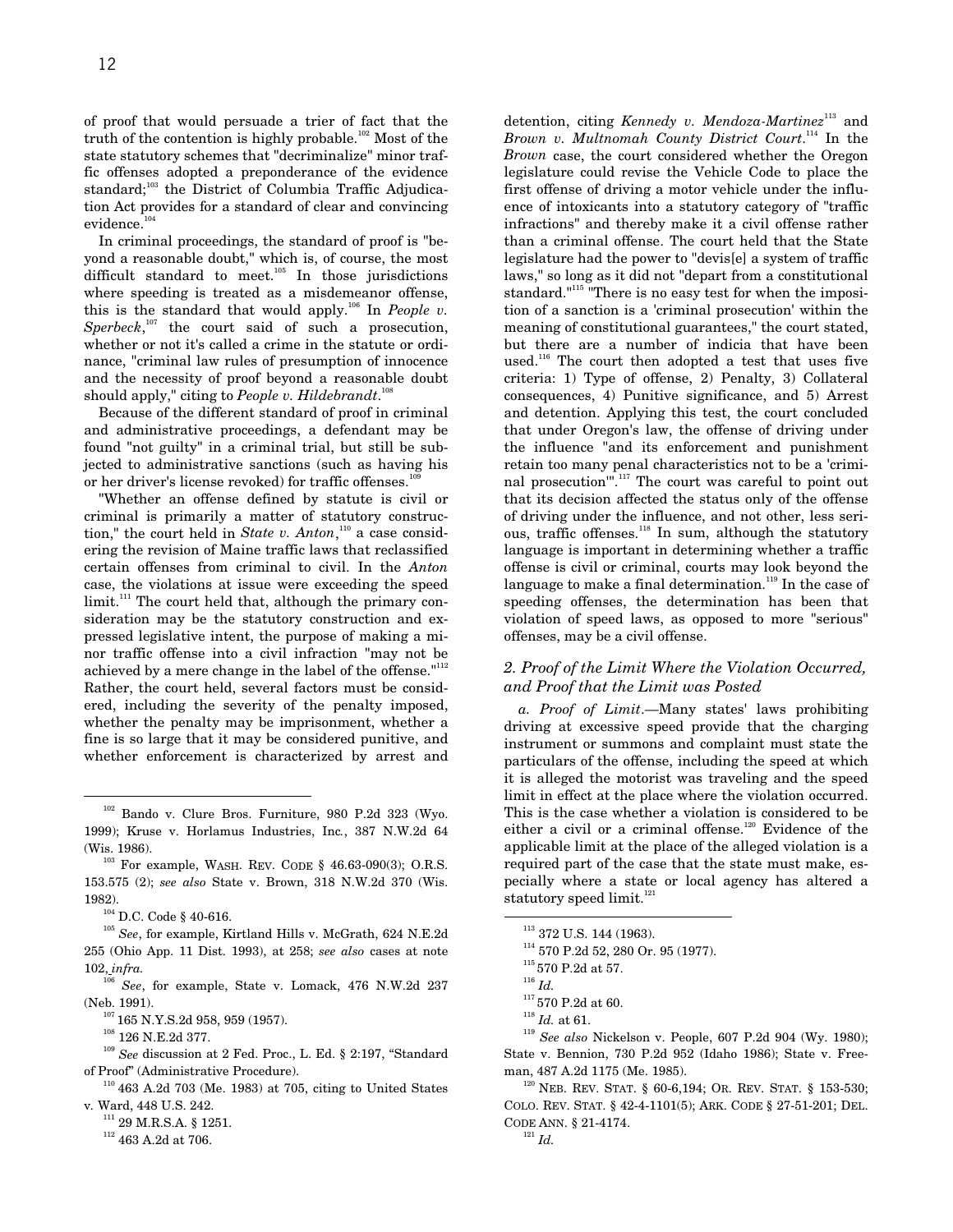of proof that would persuade a trier of fact that the truth of the contention is highly probable.[102] Most of the state statutory schemes that "decriminalize" minor traffic offenses adopted a preponderance of the evidence standard;[103] the District of Columbia Traffic Adjudication Act provides for a standard of clear and convincing evidence.[104]

In criminal proceedings, the standard of proof is "beyond a reasonable doubt," which is, of course, the most difficult standard to meet.[105] In those jurisdictions where speeding is treated as a misdemeanor offense, this is the standard that would apply.[106] In *People v. Sperbeck*,[107] the court said of such a prosecution, whether or not it's called a crime in the statute or ordinance, "criminal law rules of presumption of innocence and the necessity of proof beyond a reasonable doubt should apply," citing to *People v. Hildebrandt*.[108]

Because of the different standard of proof in criminal and administrative proceedings, a defendant may be found "not guilty" in a criminal trial, but still be subjected to administrative sanctions (such as having his or her driver's license revoked) for traffic offenses.[109]

"Whether an offense defined by statute is civil or criminal is primarily a matter of statutory construction," the court held in *State v. Anton*,[110] a case considering the revision of Maine traffic laws that reclassified certain offenses from criminal to civil. In the *Anton* case, the violations at issue were exceeding the speed limit.[111] The court held that, although the primary consideration may be the statutory construction and expressed legislative intent, the purpose of making a minor traffic offense into a civil infraction "may not be achieved by a mere change in the label of the offense."[112] Rather, the court held, several factors must be considered, including the severity of the penalty imposed, whether the penalty may be imprisonment, whether a fine is so large that it may be considered punitive, and whether enforcement is characterized by arrest and detention, citing *Kennedy v. Mendoza-Martinez*[113] and *Brown v. Multnomah County District Court*.[114] In the *Brown* case, the court considered whether the Oregon legislature could revise the Vehicle Code to place the first offense of driving a motor vehicle under the influence of intoxicants into a statutory category of "traffic infractions" and thereby make it a civil offense rather than a criminal offense. The court held that the State legislature had the power to "devis[e] a system of traffic laws," so long as it did not "depart from a constitutional standard."[115] "There is no easy test for when the imposition of a sanction is a 'criminal prosecution' within the meaning of constitutional guarantees," the court stated, but there are a number of indicia that have been used.[116] The court then adopted a test that uses five criteria: 1) Type of offense, 2) Penalty, 3) Collateral consequences, 4) Punitive significance, and 5) Arrest and detention. Applying this test, the court concluded that under Oregon's law, the offense of driving under the influence "and its enforcement and punishment retain too many penal characteristics not to be a 'criminal prosecution'".[117] The court was careful to point out that its decision affected the status only of the offense of driving under the influence, and not other, less serious, traffic offenses.[118] In sum, although the statutory language is important in determining whether a traffic offense is civil or criminal, courts may look beyond the language to make a final determination.[119] In the case of speeding offenses, the determination has been that violation of speed laws, as opposed to more "serious" offenses, may be a civil offense.

### *2. Proof of the Limit Where the Violation Occurred, and Proof that the Limit was Posted*

*a. Proof of Limit.*—Many states' laws prohibiting driving at excessive speed provide that the charging instrument or summons and complaint must state the particulars of the offense, including the speed at which it is alleged the motorist was traveling and the speed limit in effect at the place where the violation occurred. This is the case whether a violation is considered to be either a civil or a criminal offense.[120] Evidence of the applicable limit at the place of the alleged violation is a required part of the case that the state must make, especially where a state or local agency has altered a statutory speed limit.[121]

---

[102] Bando v. Clure Bros. Furniture, 980 P.2d 323 (Wyo. 1999); Kruse v. Horlamus Industries, Inc., 387 N.W.2d 64 (Wis. 1986).

[103] For example, WASH. REV. CODE § 46.63-090(3); O.R.S. 153.575 (2); *see also* State v. Brown, 318 N.W.2d 370 (Wis. 1982).

[104] D.C. Code § 40-616.

[105] *See*, for example, Kirtland Hills v. McGrath, 624 N.E.2d 255 (Ohio App. 11 Dist. 1993), at 258; *see also* cases at note 102, *infra.*

[106] *See*, for example, State v. Lomack, 476 N.W.2d 237 (Neb. 1991).

[107] 165 N.Y.S.2d 958, 959 (1957).

[108] 126 N.E.2d 377.

[109] *See* discussion at 2 Fed. Proc., L. Ed. § 2:197, "Standard of Proof" (Administrative Procedure).

[110] 463 A.2d 703 (Me. 1983) at 705, citing to United States v. Ward, 448 U.S. 242.

[111] 29 M.R.S.A. § 1251.

[112] 463 A.2d at 706.

[113] 372 U.S. 144 (1963).

[114] 570 P.2d 52, 280 Or. 95 (1977).

[115] 570 P.2d at 57.

[116] *Id.*

[117] 570 P.2d at 60.

[118] *Id.* at 61.

[119] *See also* Nickelson v. People, 607 P.2d 904 (Wy. 1980); State v. Bennion, 730 P.2d 952 (Idaho 1986); State v. Freeman, 487 A.2d 1175 (Me. 1985).

[120] NEB. REV. STAT. § 60-6,194; OR. REV. STAT. § 153-530; COLO. REV. STAT. § 42-4-1101(5); ARK. CODE § 27-51-201; DEL. CODE ANN. § 21-4174.

[121] *Id.*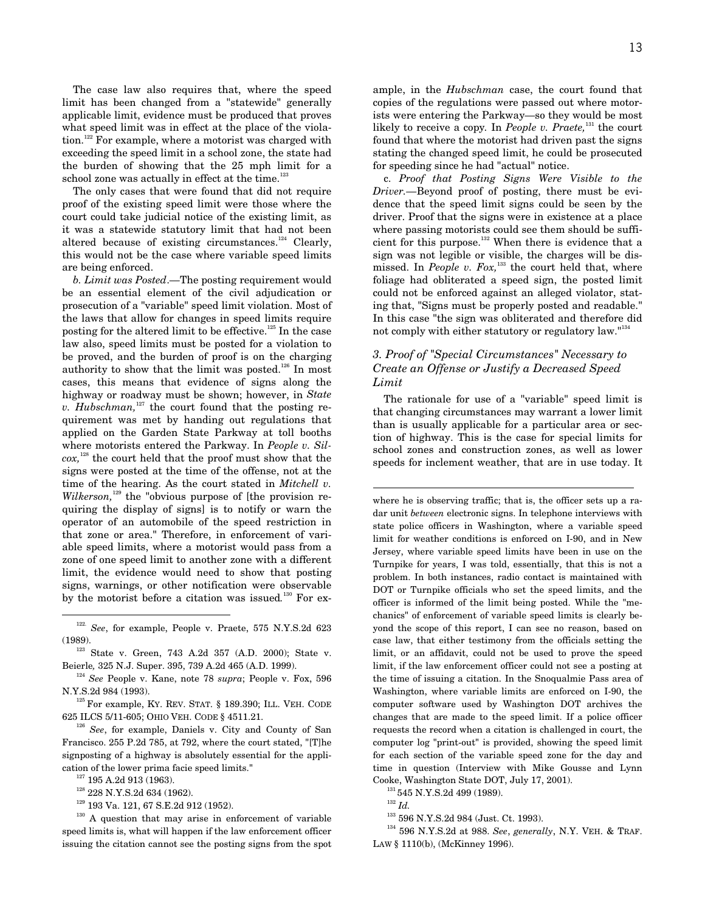The case law also requires that, where the speed limit has been changed from a "statewide" generally applicable limit, evidence must be produced that proves what speed limit was in effect at the place of the violation.[122] For example, where a motorist was charged with exceeding the speed limit in a school zone, the state had the burden of showing that the 25 mph limit for a school zone was actually in effect at the time.[123]

The only cases that were found that did not require proof of the existing speed limit were those where the court could take judicial notice of the existing limit, as it was a statewide statutory limit that had not been altered because of existing circumstances.[124] Clearly, this would not be the case where variable speed limits are being enforced.

*b. Limit was Posted*.—The posting requirement would be an essential element of the civil adjudication or prosecution of a "variable" speed limit violation. Most of the laws that allow for changes in speed limits require posting for the altered limit to be effective.[125] In the case law also, speed limits must be posted for a violation to be proved, and the burden of proof is on the charging authority to show that the limit was posted.[126] In most cases, this means that evidence of signs along the highway or roadway must be shown; however, in *State v. Hubschman,*[127] the court found that the posting requirement was met by handing out regulations that applied on the Garden State Parkway at toll booths where motorists entered the Parkway. In *People v. Silcox,*[128] the court held that the proof must show that the signs were posted at the time of the offense, not at the time of the hearing. As the court stated in *Mitchell v. Wilkerson,*[129] the "obvious purpose of [the provision requiring the display of signs] is to notify or warn the operator of an automobile of the speed restriction in that zone or area." Therefore, in enforcement of variable speed limits, where a motorist would pass from a zone of one speed limit to another zone with a different limit, the evidence would need to show that posting signs, warnings, or other notification were observable by the motorist before a citation was issued.[130] For example, in the *Hubschman* case, the court found that copies of the regulations were passed out where motorists were entering the Parkway—so they would be most likely to receive a copy. In *People v. Praete,*[131] the court found that where the motorist had driven past the signs stating the changed speed limit, he could be prosecuted for speeding since he had "actual" notice.

c. *Proof that Posting Signs Were Visible to the Driver.*—Beyond proof of posting, there must be evidence that the speed limit signs could be seen by the driver. Proof that the signs were in existence at a place where passing motorists could see them should be sufficient for this purpose.[132] When there is evidence that a sign was not legible or visible, the charges will be dismissed. In *People v. Fox,*[133] the court held that, where foliage had obliterated a speed sign, the posted limit could not be enforced against an alleged violator, stating that, "Signs must be properly posted and readable." In this case "the sign was obliterated and therefore did not comply with either statutory or regulatory law."[134]

### 3. Proof of "Special Circumstances" Necessary to Create an Offense or Justify a Decreased Speed Limit

The rationale for use of a "variable" speed limit is that changing circumstances may warrant a lower limit than is usually applicable for a particular area or section of highway. This is the case for special limits for school zones and construction zones, as well as lower speeds for inclement weather, that are in use today. It

---

[122] *See*, for example, People v. Praete, 575 N.Y.S.2d 623 (1989).

[123] State v. Green, 743 A.2d 357 (A.D. 2000); State v. Beierle, 325 N.J. Super. 395, 739 A.2d 465 (A.D. 1999).

[124] *See* People v. Kane, note 78 *supra*; People v. Fox, 596 N.Y.S.2d 984 (1993).

[125] For example, KY. REV. STAT. § 189.390; ILL. VEH. CODE 625 ILCS 5/11-605; OHIO VEH. CODE § 4511.21.

[126] *See*, for example, Daniels v. City and County of San Francisco. 255 P.2d 785, at 792, where the court stated, "[T]he signposting of a highway is absolutely essential for the application of the lower prima facie speed limits."

[127] 195 A.2d 913 (1963).

[128] 228 N.Y.S.2d 634 (1962).

[129] 193 Va. 121, 67 S.E.2d 912 (1952).

[130] A question that may arise in enforcement of variable speed limits is, what will happen if the law enforcement officer issuing the citation cannot see the posting signs from the spot where he is observing traffic; that is, the officer sets up a radar unit *between* electronic signs. In telephone interviews with state police officers in Washington, where a variable speed limit for weather conditions is enforced on I-90, and in New Jersey, where variable speed limits have been in use on the Turnpike for years, I was told, essentially, that this is not a problem. In both instances, radio contact is maintained with DOT or Turnpike officials who set the speed limits, and the officer is informed of the limit being posted. While the "mechanics" of enforcement of variable speed limits is clearly beyond the scope of this report, I can see no reason, based on case law, that either testimony from the officials setting the limit, or an affidavit, could not be used to prove the speed limit, if the law enforcement officer could not see a posting at the time of issuing a citation. In the Snoqualmie Pass area of Washington, where variable limits are enforced on I-90, the computer software used by Washington DOT archives the changes that are made to the speed limit. If a police officer requests the record when a citation is challenged in court, the computer log "print-out" is provided, showing the speed limit for each section of the variable speed zone for the day and time in question (Interview with Mike Gousse and Lynn Cooke, Washington State DOT, July 17, 2001).

[131] 545 N.Y.S.2d 499 (1989).

[132] *Id.*

[133] 596 N.Y.S.2d 984 (Just. Ct. 1993).

[134] 596 N.Y.S.2d at 988. *See*, *generally*, N.Y. VEH. & TRAF. LAW § 1110(b), (McKinney 1996).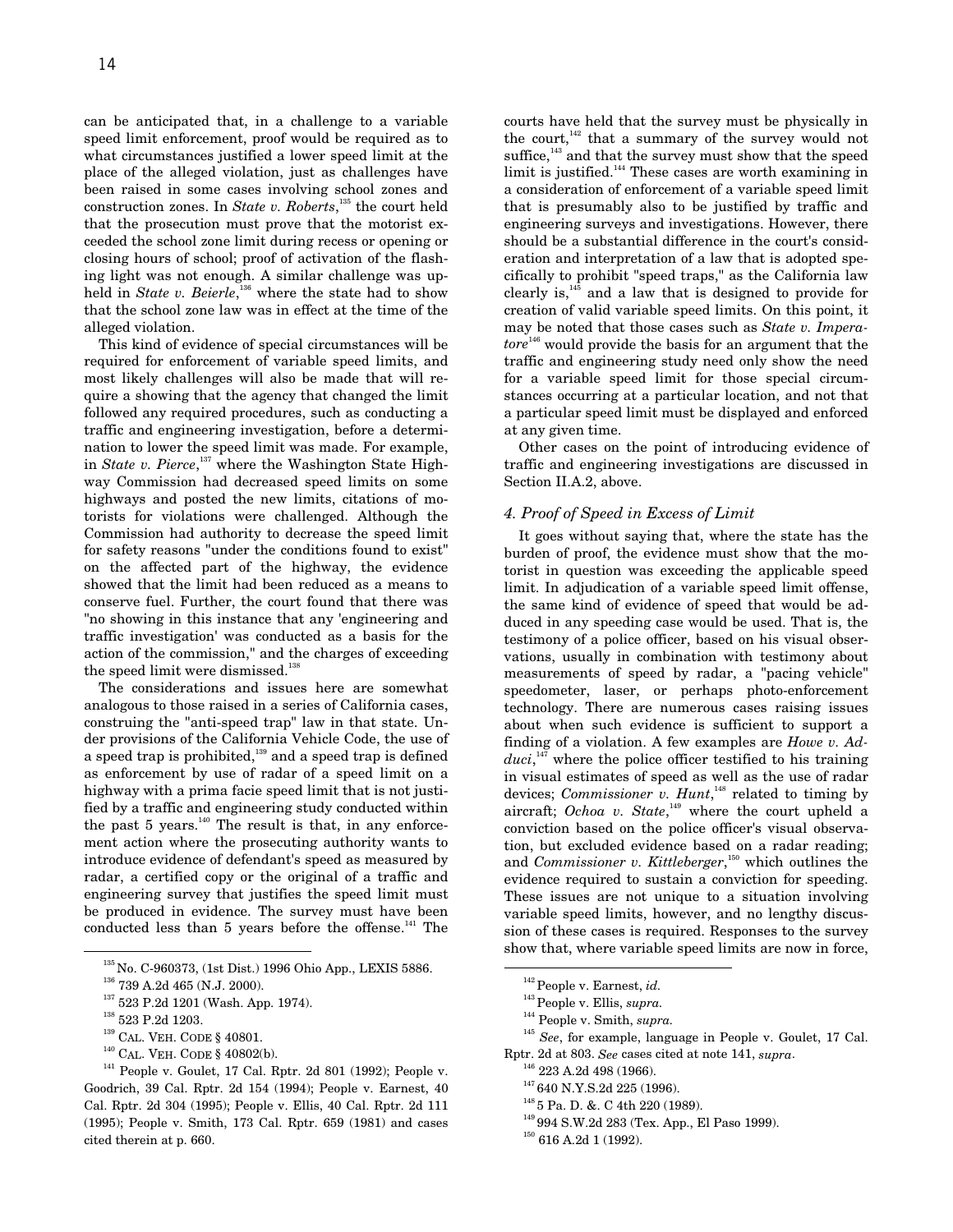can be anticipated that, in a challenge to a variable speed limit enforcement, proof would be required as to what circumstances justified a lower speed limit at the place of the alleged violation, just as challenges have been raised in some cases involving school zones and construction zones. In *State v. Roberts*,[135] the court held that the prosecution must prove that the motorist exceeded the school zone limit during recess or opening or closing hours of school; proof of activation of the flashing light was not enough. A similar challenge was upheld in *State v. Beierle*,[136] where the state had to show that the school zone law was in effect at the time of the alleged violation.

This kind of evidence of special circumstances will be required for enforcement of variable speed limits, and most likely challenges will also be made that will require a showing that the agency that changed the limit followed any required procedures, such as conducting a traffic and engineering investigation, before a determination to lower the speed limit was made. For example, in *State v. Pierce*,[137] where the Washington State Highway Commission had decreased speed limits on some highways and posted the new limits, citations of motorists for violations were challenged. Although the Commission had authority to decrease the speed limit for safety reasons "under the conditions found to exist" on the affected part of the highway, the evidence showed that the limit had been reduced as a means to conserve fuel. Further, the court found that there was "no showing in this instance that any 'engineering and traffic investigation' was conducted as a basis for the action of the commission," and the charges of exceeding the speed limit were dismissed.[138]

The considerations and issues here are somewhat analogous to those raised in a series of California cases, construing the "anti-speed trap" law in that state. Under provisions of the California Vehicle Code, the use of a speed trap is prohibited,[139] and a speed trap is defined as enforcement by use of radar of a speed limit on a highway with a prima facie speed limit that is not justified by a traffic and engineering study conducted within the past 5 years.[140] The result is that, in any enforcement action where the prosecuting authority wants to introduce evidence of defendant's speed as measured by radar, a certified copy or the original of a traffic and engineering survey that justifies the speed limit must be produced in evidence. The survey must have been conducted less than 5 years before the offense.[141] The courts have held that the survey must be physically in the court,[142] that a summary of the survey would not suffice,[143] and that the survey must show that the speed limit is justified.[144] These cases are worth examining in a consideration of enforcement of a variable speed limit that is presumably also to be justified by traffic and engineering surveys and investigations. However, there should be a substantial difference in the court's consideration and interpretation of a law that is adopted specifically to prohibit "speed traps," as the California law clearly is,[145] and a law that is designed to provide for creation of valid variable speed limits. On this point, it may be noted that those cases such as *State v. Imperatore*[146] would provide the basis for an argument that the traffic and engineering study need only show the need for a variable speed limit for those special circumstances occurring at a particular location, and not that a particular speed limit must be displayed and enforced at any given time.

Other cases on the point of introducing evidence of traffic and engineering investigations are discussed in Section II.A.2, above.

#### *4. Proof of Speed in Excess of Limit*

It goes without saying that, where the state has the burden of proof, the evidence must show that the motorist in question was exceeding the applicable speed limit. In adjudication of a variable speed limit offense, the same kind of evidence of speed that would be adduced in any speeding case would be used. That is, the testimony of a police officer, based on his visual observations, usually in combination with testimony about measurements of speed by radar, a "pacing vehicle" speedometer, laser, or perhaps photo-enforcement technology. There are numerous cases raising issues about when such evidence is sufficient to support a finding of a violation. A few examples are *Howe v. Adduci*,[147] where the police officer testified to his training in visual estimates of speed as well as the use of radar devices; *Commissioner v. Hunt*,[148] related to timing by aircraft; *Ochoa v. State*,[149] where the court upheld a conviction based on the police officer's visual observation, but excluded evidence based on a radar reading; and *Commissioner v. Kittleberger*,[150] which outlines the evidence required to sustain a conviction for speeding. These issues are not unique to a situation involving variable speed limits, however, and no lengthy discussion of these cases is required. Responses to the survey show that, where variable speed limits are now in force,

---

[135] No. C-960373, (1st Dist.) 1996 Ohio App., LEXIS 5886.

[136] 739 A.2d 465 (N.J. 2000).

[137] 523 P.2d 1201 (Wash. App. 1974).

[138] 523 P.2d 1203.

[139] CAL. VEH. CODE § 40801.

[140] CAL. VEH. CODE § 40802(b).

[141] People v. Goulet, 17 Cal. Rptr. 2d 801 (1992); People v. Goodrich, 39 Cal. Rptr. 2d 154 (1994); People v. Earnest, 40 Cal. Rptr. 2d 304 (1995); People v. Ellis, 40 Cal. Rptr. 2d 111 (1995); People v. Smith, 173 Cal. Rptr. 659 (1981) and cases cited therein at p. 660.

[142] People v. Earnest, *id.*

[143] People v. Ellis, *supra.*

[144] People v. Smith, *supra.*

[145] *See*, for example, language in People v. Goulet, 17 Cal. Rptr. 2d at 803. *See* cases cited at note 141, *supra*.

[146] 223 A.2d 498 (1966).

[147] 640 N.Y.S.2d 225 (1996).

[148] 5 Pa. D. &. C 4th 220 (1989).

[149] 994 S.W.2d 283 (Tex. App., El Paso 1999).

[150] 616 A.2d 1 (1992).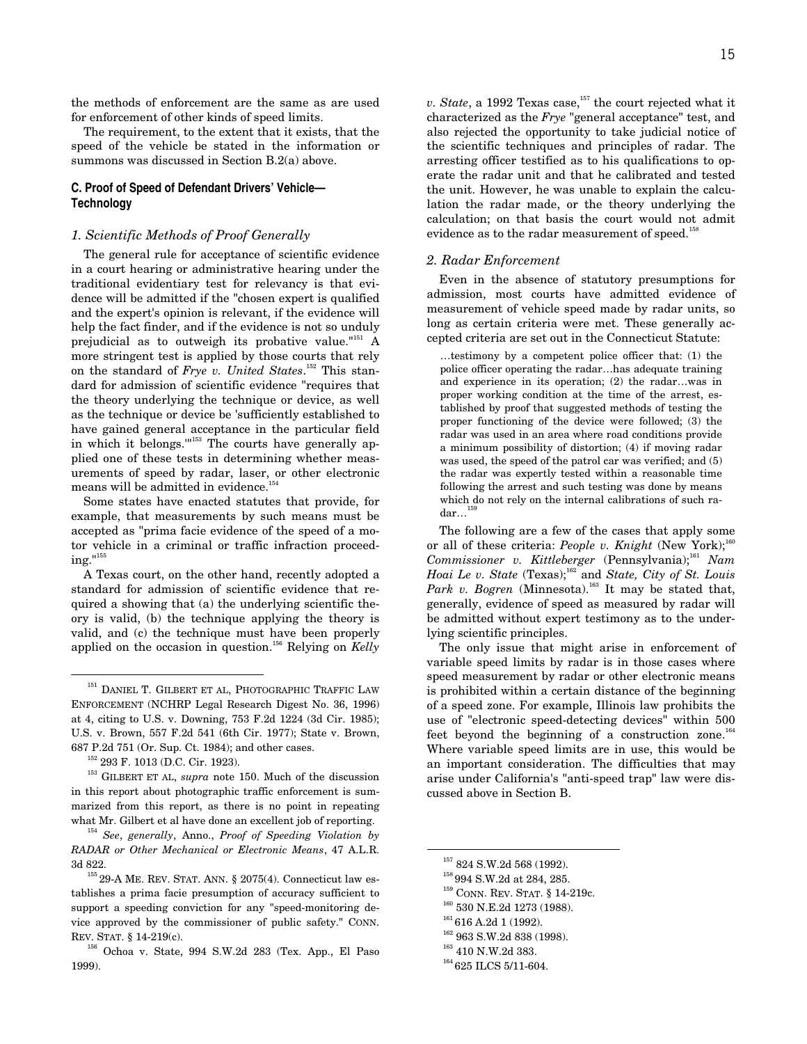the methods of enforcement are the same as are used for enforcement of other kinds of speed limits.

The requirement, to the extent that it exists, that the speed of the vehicle be stated in the information or summons was discussed in Section B.2(a) above.

## C. Proof of Speed of Defendant Drivers' Vehicle—Technology

### *1. Scientific Methods of Proof Generally*

The general rule for acceptance of scientific evidence in a court hearing or administrative hearing under the traditional evidentiary test for relevancy is that evidence will be admitted if the "chosen expert is qualified and the expert's opinion is relevant, if the evidence will help the fact finder, and if the evidence is not so unduly prejudicial as to outweigh its probative value."[151] A more stringent test is applied by those courts that rely on the standard of *Frye v. United States*.[152] This standard for admission of scientific evidence "requires that the theory underlying the technique or device, as well as the technique or device be 'sufficiently established to have gained general acceptance in the particular field in which it belongs.'"[153] The courts have generally applied one of these tests in determining whether measurements of speed by radar, laser, or other electronic means will be admitted in evidence.[154]

Some states have enacted statutes that provide, for example, that measurements by such means must be accepted as "prima facie evidence of the speed of a motor vehicle in a criminal or traffic infraction proceeding."[155]

A Texas court, on the other hand, recently adopted a standard for admission of scientific evidence that required a showing that (a) the underlying scientific theory is valid, (b) the technique applying the theory is valid, and (c) the technique must have been properly applied on the occasion in question.[156] Relying on *Kelly v. State*, a 1992 Texas case,[157] the court rejected what it characterized as the *Frye* "general acceptance" test, and also rejected the opportunity to take judicial notice of the scientific techniques and principles of radar. The arresting officer testified as to his qualifications to operate the radar unit and that he calibrated and tested the unit. However, he was unable to explain the calculation the radar made, or the theory underlying the calculation; on that basis the court would not admit evidence as to the radar measurement of speed.[158]

### *2. Radar Enforcement*

Even in the absence of statutory presumptions for admission, most courts have admitted evidence of measurement of vehicle speed made by radar units, so long as certain criteria were met. These generally accepted criteria are set out in the Connecticut Statute:

> …testimony by a competent police officer that: (1) the police officer operating the radar…has adequate training and experience in its operation; (2) the radar…was in proper working condition at the time of the arrest, established by proof that suggested methods of testing the proper functioning of the device were followed; (3) the radar was used in an area where road conditions provide a minimum possibility of distortion; (4) if moving radar was used, the speed of the patrol car was verified; and (5) the radar was expertly tested within a reasonable time following the arrest and such testing was done by means which do not rely on the internal calibrations of such radar…[159]

The following are a few of the cases that apply some or all of these criteria: *People v. Knight* (New York);[160] *Commissioner v. Kittleberger* (Pennsylvania);[161] *Nam Hoai Le v. State* (Texas);[162] and *State, City of St. Louis Park v. Bogren* (Minnesota).[163] It may be stated that, generally, evidence of speed as measured by radar will be admitted without expert testimony as to the underlying scientific principles.

The only issue that might arise in enforcement of variable speed limits by radar is in those cases where speed measurement by radar or other electronic means is prohibited within a certain distance of the beginning of a speed zone. For example, Illinois law prohibits the use of "electronic speed-detecting devices" within 500 feet beyond the beginning of a construction zone.[164] Where variable speed limits are in use, this would be an important consideration. The difficulties that may arise under California's "anti-speed trap" law were discussed above in Section B.

---

[151] DANIEL T. GILBERT ET AL, PHOTOGRAPHIC TRAFFIC LAW ENFORCEMENT (NCHRP Legal Research Digest No. 36, 1996) at 4, citing to U.S. v. Downing, 753 F.2d 1224 (3d Cir. 1985); U.S. v. Brown, 557 F.2d 541 (6th Cir. 1977); State v. Brown, 687 P.2d 751 (Or. Sup. Ct. 1984); and other cases.

[152] 293 F. 1013 (D.C. Cir. 1923).

[153] GILBERT ET AL, *supra* note 150. Much of the discussion in this report about photographic traffic enforcement is summarized from this report, as there is no point in repeating what Mr. Gilbert et al have done an excellent job of reporting.

[154] *See*, *generally*, Anno., *Proof of Speeding Violation by RADAR or Other Mechanical or Electronic Means*, 47 A.L.R. 3d 822.

[155] 29-A ME. REV. STAT. ANN. § 2075(4). Connecticut law establishes a prima facie presumption of accuracy sufficient to support a speeding conviction for any "speed-monitoring device approved by the commissioner of public safety." CONN. REV. STAT. § 14-219(c).

[156] Ochoa v. State, 994 S.W.2d 283 (Tex. App., El Paso 1999).

[157] 824 S.W.2d 568 (1992).

[158] 994 S.W.2d at 284, 285.

[159] CONN. REV. STAT. § 14-219c.

[160] 530 N.E.2d 1273 (1988).

[161] 616 A.2d 1 (1992).

[162] 963 S.W.2d 838 (1998).

[163] 410 N.W.2d 383.

[164] 625 ILCS 5/11-604.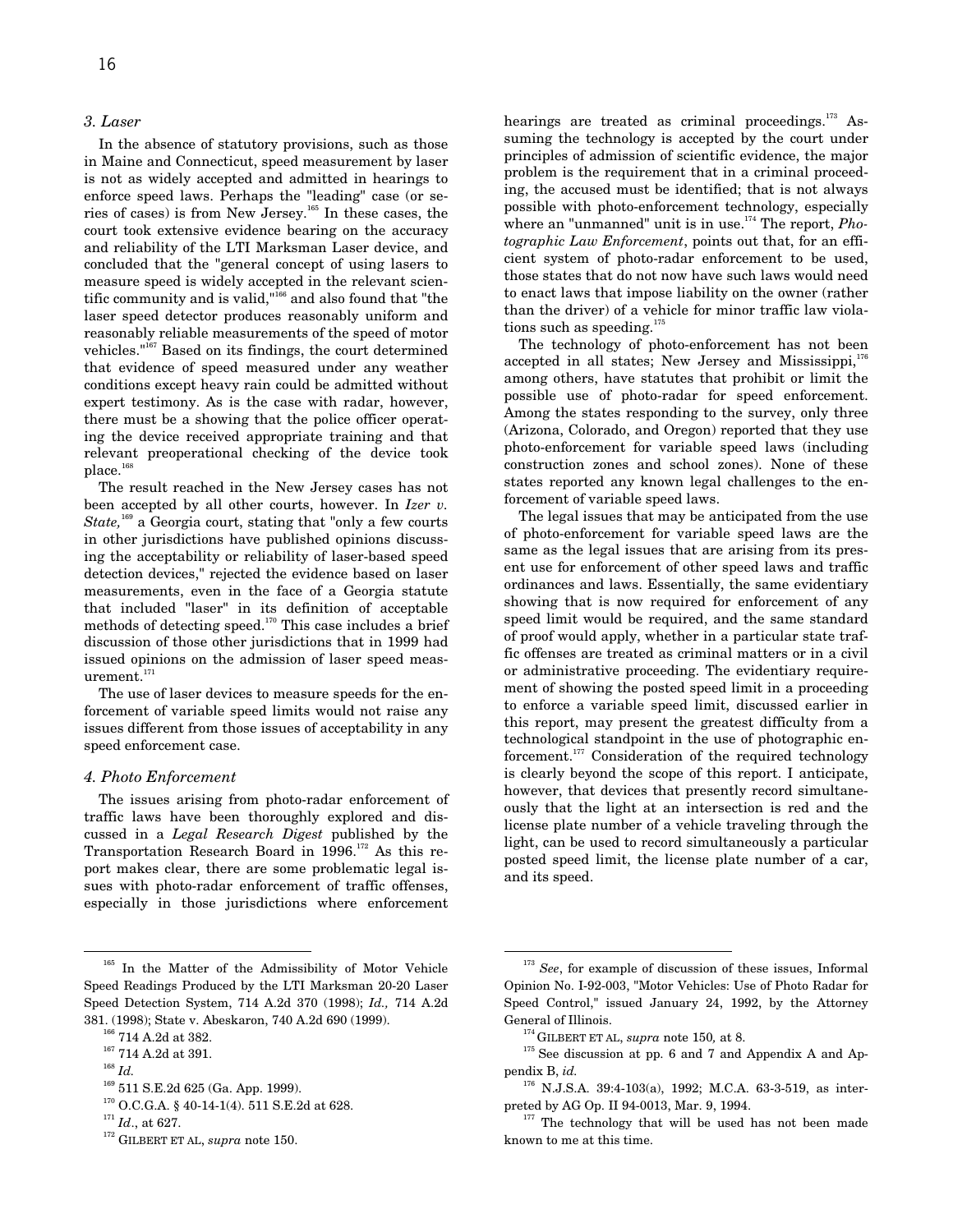### *3. Laser*

In the absence of statutory provisions, such as those in Maine and Connecticut, speed measurement by laser is not as widely accepted and admitted in hearings to enforce speed laws. Perhaps the "leading" case (or series of cases) is from New Jersey.[165] In these cases, the court took extensive evidence bearing on the accuracy and reliability of the LTI Marksman Laser device, and concluded that the "general concept of using lasers to measure speed is widely accepted in the relevant scientific community and is valid,"[166] and also found that "the laser speed detector produces reasonably uniform and reasonably reliable measurements of the speed of motor vehicles."[167] Based on its findings, the court determined that evidence of speed measured under any weather conditions except heavy rain could be admitted without expert testimony. As is the case with radar, however, there must be a showing that the police officer operating the device received appropriate training and that relevant preoperational checking of the device took place.[168]

The result reached in the New Jersey cases has not been accepted by all other courts, however. In *Izer v. State,*[169] a Georgia court, stating that "only a few courts in other jurisdictions have published opinions discussing the acceptability or reliability of laser-based speed detection devices," rejected the evidence based on laser measurements, even in the face of a Georgia statute that included "laser" in its definition of acceptable methods of detecting speed.[170] This case includes a brief discussion of those other jurisdictions that in 1999 had issued opinions on the admission of laser speed measurement.[171]

The use of laser devices to measure speeds for the enforcement of variable speed limits would not raise any issues different from those issues of acceptability in any speed enforcement case.

### *4. Photo Enforcement*

The issues arising from photo-radar enforcement of traffic laws have been thoroughly explored and discussed in a *Legal Research Digest* published by the Transportation Research Board in 1996.[172] As this report makes clear, there are some problematic legal issues with photo-radar enforcement of traffic offenses, especially in those jurisdictions where enforcement hearings are treated as criminal proceedings.[173] Assuming the technology is accepted by the court under principles of admission of scientific evidence, the major problem is the requirement that in a criminal proceeding, the accused must be identified; that is not always possible with photo-enforcement technology, especially where an "unmanned" unit is in use.[174] The report, *Photographic Law Enforcement*, points out that, for an efficient system of photo-radar enforcement to be used, those states that do not now have such laws would need to enact laws that impose liability on the owner (rather than the driver) of a vehicle for minor traffic law violations such as speeding.[175]

The technology of photo-enforcement has not been accepted in all states; New Jersey and Mississippi,[176] among others, have statutes that prohibit or limit the possible use of photo-radar for speed enforcement. Among the states responding to the survey, only three (Arizona, Colorado, and Oregon) reported that they use photo-enforcement for variable speed laws (including construction zones and school zones). None of these states reported any known legal challenges to the enforcement of variable speed laws.

The legal issues that may be anticipated from the use of photo-enforcement for variable speed laws are the same as the legal issues that are arising from its present use for enforcement of other speed laws and traffic ordinances and laws. Essentially, the same evidentiary showing that is now required for enforcement of any speed limit would be required, and the same standard of proof would apply, whether in a particular state traffic offenses are treated as criminal matters or in a civil or administrative proceeding. The evidentiary requirement of showing the posted speed limit in a proceeding to enforce a variable speed limit, discussed earlier in this report, may present the greatest difficulty from a technological standpoint in the use of photographic enforcement.[177] Consideration of the required technology is clearly beyond the scope of this report. I anticipate, however, that devices that presently record simultaneously that the light at an intersection is red and the license plate number of a vehicle traveling through the light, can be used to record simultaneously a particular posted speed limit, the license plate number of a car, and its speed.

---

[165] In the Matter of the Admissibility of Motor Vehicle Speed Readings Produced by the LTI Marksman 20-20 Laser Speed Detection System, 714 A.2d 370 (1998); *Id.,* 714 A.2d 381. (1998); State v. Abeskaron, 740 A.2d 690 (1999).

[166] 714 A.2d at 382.

[167] 714 A.2d at 391.

[168] *Id.*

[169] 511 S.E.2d 625 (Ga. App. 1999).

[170] O.C.G.A. § 40-14-1(4). 511 S.E.2d at 628.

[171] *Id*., at 627.

[172] GILBERT ET AL, *supra* note 150.

[173] *See*, for example of discussion of these issues, Informal Opinion No. I-92-003, "Motor Vehicles: Use of Photo Radar for Speed Control," issued January 24, 1992, by the Attorney General of Illinois.

[174] GILBERT ET AL, *supra* note 150*,* at 8.

[175] See discussion at pp. 6 and 7 and Appendix A and Appendix B, *id.*

[176] N.J.S.A. 39:4-103(a), 1992; M.C.A. 63-3-519, as interpreted by AG Op. II 94-0013, Mar. 9, 1994.

[177] The technology that will be used has not been made known to me at this time.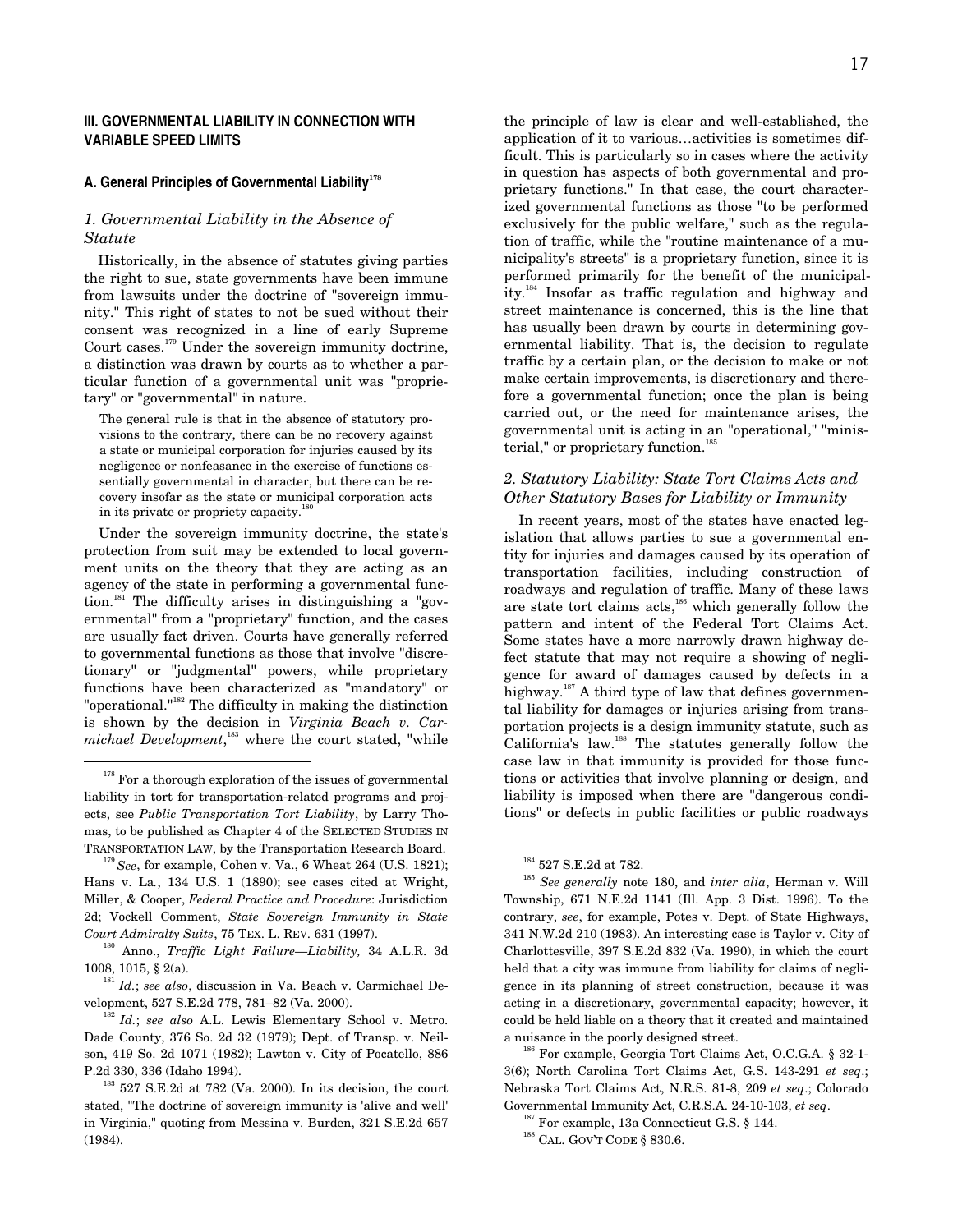## III. GOVERNMENTAL LIABILITY IN CONNECTION WITH VARIABLE SPEED LIMITS

### A. General Principles of Governmental Liability[178]

#### *1. Governmental Liability in the Absence of Statute*

Historically, in the absence of statutes giving parties the right to sue, state governments have been immune from lawsuits under the doctrine of "sovereign immunity." This right of states to not be sued without their consent was recognized in a line of early Supreme Court cases.[179] Under the sovereign immunity doctrine, a distinction was drawn by courts as to whether a particular function of a governmental unit was "proprietary" or "governmental" in nature.

> The general rule is that in the absence of statutory provisions to the contrary, there can be no recovery against a state or municipal corporation for injuries caused by its negligence or nonfeasance in the exercise of functions essentially governmental in character, but there can be recovery insofar as the state or municipal corporation acts in its private or propriety capacity.[180]

Under the sovereign immunity doctrine, the state's protection from suit may be extended to local government units on the theory that they are acting as an agency of the state in performing a governmental function.[181] The difficulty arises in distinguishing a "governmental" from a "proprietary" function, and the cases are usually fact driven. Courts have generally referred to governmental functions as those that involve "discretionary" or "judgmental" powers, while proprietary functions have been characterized as "mandatory" or "operational."[182] The difficulty in making the distinction is shown by the decision in *Virginia Beach v. Carmichael Development*,[183] where the court stated, "while the principle of law is clear and well-established, the application of it to various…activities is sometimes difficult. This is particularly so in cases where the activity in question has aspects of both governmental and proprietary functions." In that case, the court characterized governmental functions as those "to be performed exclusively for the public welfare," such as the regulation of traffic, while the "routine maintenance of a municipality's streets" is a proprietary function, since it is performed primarily for the benefit of the municipality.[184] Insofar as traffic regulation and highway and street maintenance is concerned, this is the line that has usually been drawn by courts in determining governmental liability. That is, the decision to regulate traffic by a certain plan, or the decision to make or not make certain improvements, is discretionary and therefore a governmental function; once the plan is being carried out, or the need for maintenance arises, the governmental unit is acting in an "operational," "ministerial," or proprietary function.[185]

#### *2. Statutory Liability: State Tort Claims Acts and Other Statutory Bases for Liability or Immunity*

In recent years, most of the states have enacted legislation that allows parties to sue a governmental entity for injuries and damages caused by its operation of transportation facilities, including construction of roadways and regulation of traffic. Many of these laws are state tort claims acts,[186] which generally follow the pattern and intent of the Federal Tort Claims Act. Some states have a more narrowly drawn highway defect statute that may not require a showing of negligence for award of damages caused by defects in a highway.[187] A third type of law that defines governmental liability for damages or injuries arising from transportation projects is a design immunity statute, such as California's law.[188] The statutes generally follow the case law in that immunity is provided for those functions or activities that involve planning or design, and liability is imposed when there are "dangerous conditions" or defects in public facilities or public roadways

---

[178] For a thorough exploration of the issues of governmental liability in tort for transportation-related programs and projects, see *Public Transportation Tort Liability*, by Larry Thomas, to be published as Chapter 4 of the SELECTED STUDIES IN TRANSPORTATION LAW, by the Transportation Research Board.

[179] *See*, for example, Cohen v. Va., 6 Wheat 264 (U.S. 1821); Hans v. La., 134 U.S. 1 (1890); see cases cited at Wright, Miller, & Cooper, *Federal Practice and Procedure*: Jurisdiction 2d; Vockell Comment, *State Sovereign Immunity in State Court Admiralty Suits*, 75 TEX. L. REV. 631 (1997).

[180] Anno., *Traffic Light Failure—Liability,* 34 A.L.R. 3d 1008, 1015, § 2(a).

[181] *Id.*; *see also*, discussion in Va. Beach v. Carmichael Development, 527 S.E.2d 778, 781–82 (Va. 2000).

[182] *Id.*; *see also* A.L. Lewis Elementary School v. Metro. Dade County, 376 So. 2d 32 (1979); Dept. of Transp. v. Neilson, 419 So. 2d 1071 (1982); Lawton v. City of Pocatello, 886 P.2d 330, 336 (Idaho 1994).

[183] 527 S.E.2d at 782 (Va. 2000). In its decision, the court stated, "The doctrine of sovereign immunity is 'alive and well' in Virginia," quoting from Messina v. Burden, 321 S.E.2d 657 (1984).

[184] 527 S.E.2d at 782.

[185] *See generally* note 180, and *inter alia*, Herman v. Will Township, 671 N.E.2d 1141 (Ill. App. 3 Dist. 1996). To the contrary, *see*, for example, Potes v. Dept. of State Highways, 341 N.W.2d 210 (1983). An interesting case is Taylor v. City of Charlottesville, 397 S.E.2d 832 (Va. 1990), in which the court held that a city was immune from liability for claims of negligence in its planning of street construction, because it was acting in a discretionary, governmental capacity; however, it could be held liable on a theory that it created and maintained a nuisance in the poorly designed street.

[186] For example, Georgia Tort Claims Act, O.C.G.A. § 32-1-3(6); North Carolina Tort Claims Act, G.S. 143-291 *et seq*.; Nebraska Tort Claims Act, N.R.S. 81-8, 209 *et seq*.; Colorado Governmental Immunity Act, C.R.S.A. 24-10-103, *et seq*.

[187] For example, 13a Connecticut G.S. § 144.

[188] CAL. GOV'T CODE § 830.6.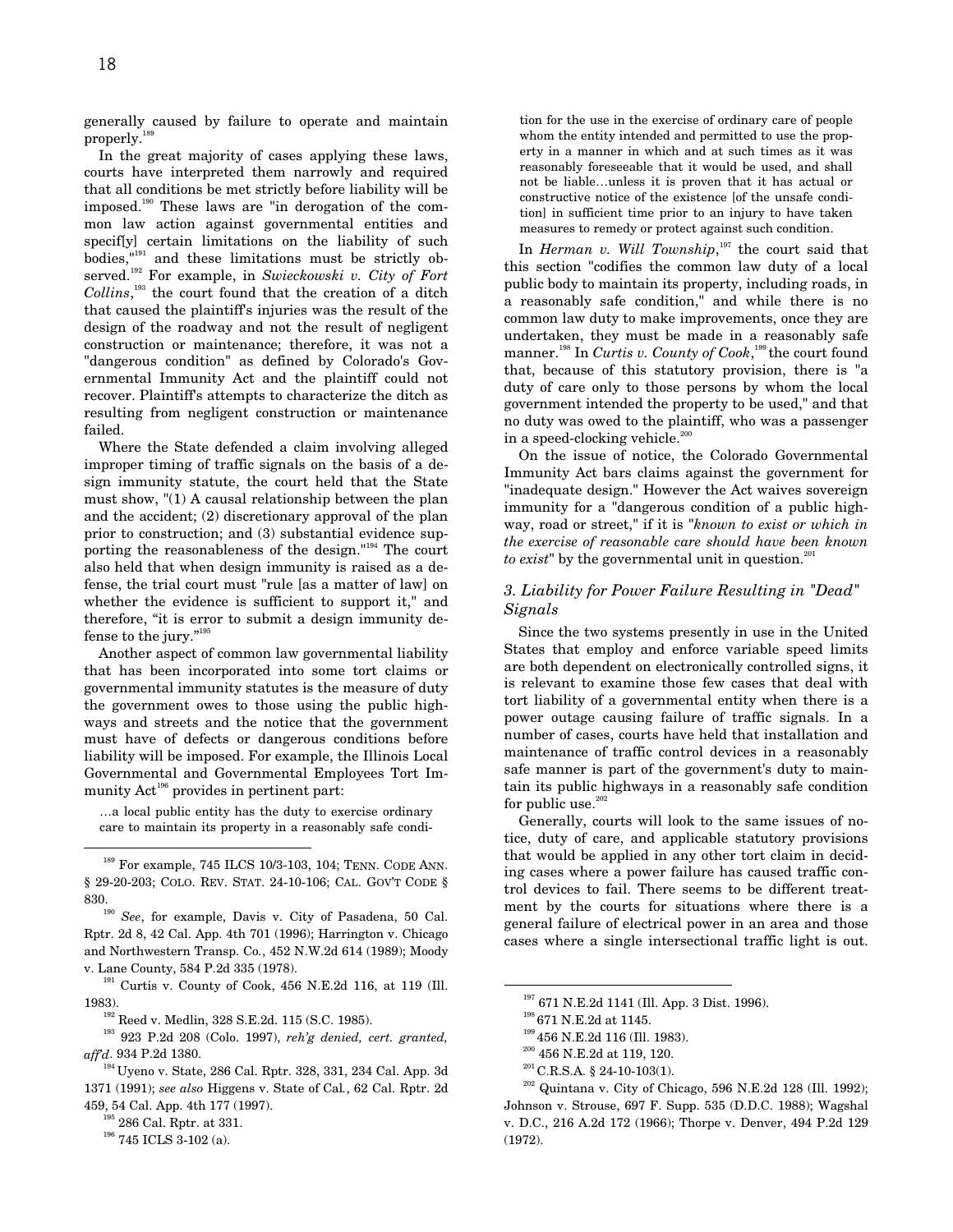generally caused by failure to operate and maintain properly.[189]

In the great majority of cases applying these laws, courts have interpreted them narrowly and required that all conditions be met strictly before liability will be imposed.[190] These laws are "in derogation of the common law action against governmental entities and specif[y] certain limitations on the liability of such bodies,"[191] and these limitations must be strictly observed.[192] For example, in *Swieckowski v. City of Fort Collins*,[193] the court found that the creation of a ditch that caused the plaintiff's injuries was the result of the design of the roadway and not the result of negligent construction or maintenance; therefore, it was not a "dangerous condition" as defined by Colorado's Governmental Immunity Act and the plaintiff could not recover. Plaintiff's attempts to characterize the ditch as resulting from negligent construction or maintenance failed.

Where the State defended a claim involving alleged improper timing of traffic signals on the basis of a design immunity statute, the court held that the State must show, "(1) A causal relationship between the plan and the accident; (2) discretionary approval of the plan prior to construction; and (3) substantial evidence supporting the reasonableness of the design."[194] The court also held that when design immunity is raised as a defense, the trial court must "rule [as a matter of law] on whether the evidence is sufficient to support it," and therefore, "it is error to submit a design immunity defense to the jury."[195]

Another aspect of common law governmental liability that has been incorporated into some tort claims or governmental immunity statutes is the measure of duty the government owes to those using the public highways and streets and the notice that the government must have of defects or dangerous conditions before liability will be imposed. For example, the Illinois Local Governmental and Governmental Employees Tort Immunity Act[196] provides in pertinent part:

> …a local public entity has the duty to exercise ordinary care to maintain its property in a reasonably safe condition for the use in the exercise of ordinary care of people whom the entity intended and permitted to use the property in a manner in which and at such times as it was reasonably foreseeable that it would be used, and shall not be liable…unless it is proven that it has actual or constructive notice of the existence [of the unsafe condition] in sufficient time prior to an injury to have taken measures to remedy or protect against such condition.

In *Herman v. Will Township*,[197] the court said that this section "codifies the common law duty of a local public body to maintain its property, including roads, in a reasonably safe condition," and while there is no common law duty to make improvements, once they are undertaken, they must be made in a reasonably safe manner.[198] In *Curtis v. County of Cook*,[199] the court found that, because of this statutory provision, there is "a duty of care only to those persons by whom the local government intended the property to be used," and that no duty was owed to the plaintiff, who was a passenger in a speed-clocking vehicle.[200]

On the issue of notice, the Colorado Governmental Immunity Act bars claims against the government for "inadequate design." However the Act waives sovereign immunity for a "dangerous condition of a public highway, road or street," if it is "*known to exist or which in the exercise of reasonable care should have been known to exist*" by the governmental unit in question.[201]

### *3. Liability for Power Failure Resulting in "Dead" Signals*

Since the two systems presently in use in the United States that employ and enforce variable speed limits are both dependent on electronically controlled signs, it is relevant to examine those few cases that deal with tort liability of a governmental entity when there is a power outage causing failure of traffic signals. In a number of cases, courts have held that installation and maintenance of traffic control devices in a reasonably safe manner is part of the government's duty to maintain its public highways in a reasonably safe condition for public use.[202]

Generally, courts will look to the same issues of notice, duty of care, and applicable statutory provisions that would be applied in any other tort claim in deciding cases where a power failure has caused traffic control devices to fail. There seems to be different treatment by the courts for situations where there is a general failure of electrical power in an area and those cases where a single intersectional traffic light is out.

---

[189] For example, 745 ILCS 10/3-103, 104; TENN. CODE ANN. § 29-20-203; COLO. REV. STAT. 24-10-106; CAL. GOV'T CODE § 830.

[190] *See*, for example, Davis v. City of Pasadena, 50 Cal. Rptr. 2d 8, 42 Cal. App. 4th 701 (1996); Harrington v. Chicago and Northwestern Transp. Co., 452 N.W.2d 614 (1989); Moody v. Lane County, 584 P.2d 335 (1978).

[191] Curtis v. County of Cook, 456 N.E.2d 116, at 119 (Ill. 1983).

[192] Reed v. Medlin, 328 S.E.2d. 115 (S.C. 1985).

[193] 923 P.2d 208 (Colo. 1997), *reh'g denied, cert. granted, aff'd*. 934 P.2d 1380.

[194] Uyeno v. State, 286 Cal. Rptr. 328, 331, 234 Cal. App. 3d 1371 (1991); *see also* Higgens v. State of Cal., 62 Cal. Rptr. 2d 459, 54 Cal. App. 4th 177 (1997).

[195] 286 Cal. Rptr. at 331.

[196] 745 ICLS 3-102 (a).

[197] 671 N.E.2d 1141 (Ill. App. 3 Dist. 1996).

[198] 671 N.E.2d at 1145.

[199] 456 N.E.2d 116 (Ill. 1983).

[200] 456 N.E.2d at 119, 120.

[201] C.R.S.A. § 24-10-103(1).

[202] Quintana v. City of Chicago, 596 N.E.2d 128 (Ill. 1992); Johnson v. Strouse, 697 F. Supp. 535 (D.D.C. 1988); Wagshal v. D.C., 216 A.2d 172 (1966); Thorpe v. Denver, 494 P.2d 129 (1972).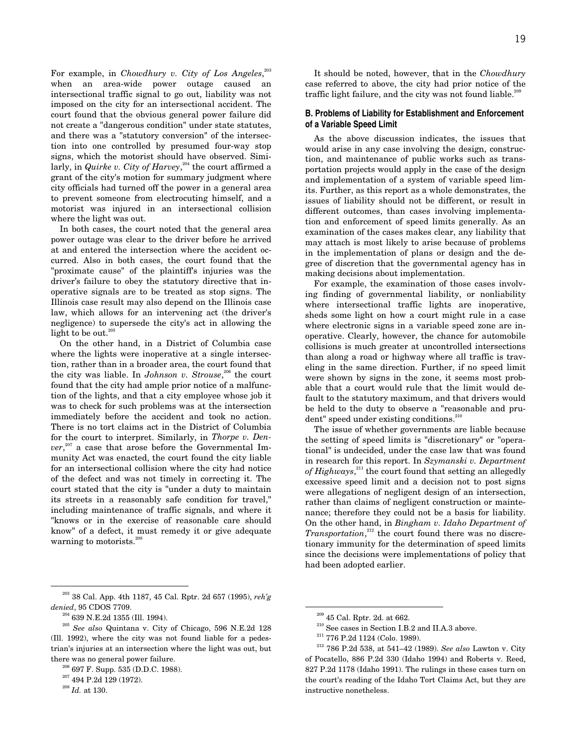For example, in *Chowdhury v. City of Los Angeles*,[203] when an area-wide power outage caused an intersectional traffic signal to go out, liability was not imposed on the city for an intersectional accident. The court found that the obvious general power failure did not create a "dangerous condition" under state statutes, and there was a "statutory conversion" of the intersection into one controlled by presumed four-way stop signs, which the motorist should have observed. Similarly, in *Quirke v. City of Harvey*,[204] the court affirmed a grant of the city's motion for summary judgment where city officials had turned off the power in a general area to prevent someone from electrocuting himself, and a motorist was injured in an intersectional collision where the light was out.

In both cases, the court noted that the general area power outage was clear to the driver before he arrived at and entered the intersection where the accident occurred. Also in both cases, the court found that the "proximate cause" of the plaintiff's injuries was the driver's failure to obey the statutory directive that inoperative signals are to be treated as stop signs. The Illinois case result may also depend on the Illinois case law, which allows for an intervening act (the driver's negligence) to supersede the city's act in allowing the light to be out.[205]

On the other hand, in a District of Columbia case where the lights were inoperative at a single intersection, rather than in a broader area, the court found that the city was liable. In *Johnson v. Strouse*,[206] the court found that the city had ample prior notice of a malfunction of the lights, and that a city employee whose job it was to check for such problems was at the intersection immediately before the accident and took no action. There is no tort claims act in the District of Columbia for the court to interpret. Similarly, in *Thorpe v. Denver*,[207] a case that arose before the Governmental Immunity Act was enacted, the court found the city liable for an intersectional collision where the city had notice of the defect and was not timely in correcting it. The court stated that the city is "under a duty to maintain its streets in a reasonably safe condition for travel," including maintenance of traffic signals, and where it "knows or in the exercise of reasonable care should know" of a defect, it must remedy it or give adequate warning to motorists.[208]

It should be noted, however, that in the *Chowdhury* case referred to above, the city had prior notice of the traffic light failure, and the city was not found liable.[209]

### B. Problems of Liability for Establishment and Enforcement of a Variable Speed Limit

As the above discussion indicates, the issues that would arise in any case involving the design, construction, and maintenance of public works such as transportation projects would apply in the case of the design and implementation of a system of variable speed limits. Further, as this report as a whole demonstrates, the issues of liability should not be different, or result in different outcomes, than cases involving implementation and enforcement of speed limits generally. As an examination of the cases makes clear, any liability that may attach is most likely to arise because of problems in the implementation of plans or design and the degree of discretion that the governmental agency has in making decisions about implementation.

For example, the examination of those cases involving finding of governmental liability, or nonliability where intersectional traffic lights are inoperative, sheds some light on how a court might rule in a case where electronic signs in a variable speed zone are inoperative. Clearly, however, the chance for automobile collisions is much greater at uncontrolled intersections than along a road or highway where all traffic is traveling in the same direction. Further, if no speed limit were shown by signs in the zone, it seems most probable that a court would rule that the limit would default to the statutory maximum, and that drivers would be held to the duty to observe a "reasonable and prudent" speed under existing conditions.[210]

The issue of whether governments are liable because the setting of speed limits is "discretionary" or "operational" is undecided, under the case law that was found in research for this report. In *Szymanski v. Department of Highways*,[211] the court found that setting an allegedly excessive speed limit and a decision not to post signs were allegations of negligent design of an intersection, rather than claims of negligent construction or maintenance; therefore they could not be a basis for liability. On the other hand, in *Bingham v. Idaho Department of Transportation*,[212] the court found there was no discretionary immunity for the determination of speed limits since the decisions were implementations of policy that had been adopted earlier.

---

[203] 38 Cal. App. 4th 1187, 45 Cal. Rptr. 2d 657 (1995), *reh'g denied*, 95 CDOS 7709.

[204] 639 N.E.2d 1355 (Ill. 1994).

[205] *See also* Quintana v. City of Chicago, 596 N.E.2d 128 (Ill. 1992), where the city was not found liable for a pedestrian's injuries at an intersection where the light was out, but there was no general power failure.

[206] 697 F. Supp. 535 (D.D.C. 1988).

[207] 494 P.2d 129 (1972).

[208] *Id.* at 130.

[209] 45 Cal. Rptr. 2d. at 662.

[210] See cases in Section I.B.2 and II.A.3 above.

[211] 776 P.2d 1124 (Colo. 1989).

[212] 786 P.2d 538, at 541–42 (1989). *See also* Lawton v. City of Pocatello, 886 P.2d 330 (Idaho 1994) and Roberts v. Reed, 827 P.2d 1178 (Idaho 1991). The rulings in these cases turn on the court's reading of the Idaho Tort Claims Act, but they are instructive nonetheless.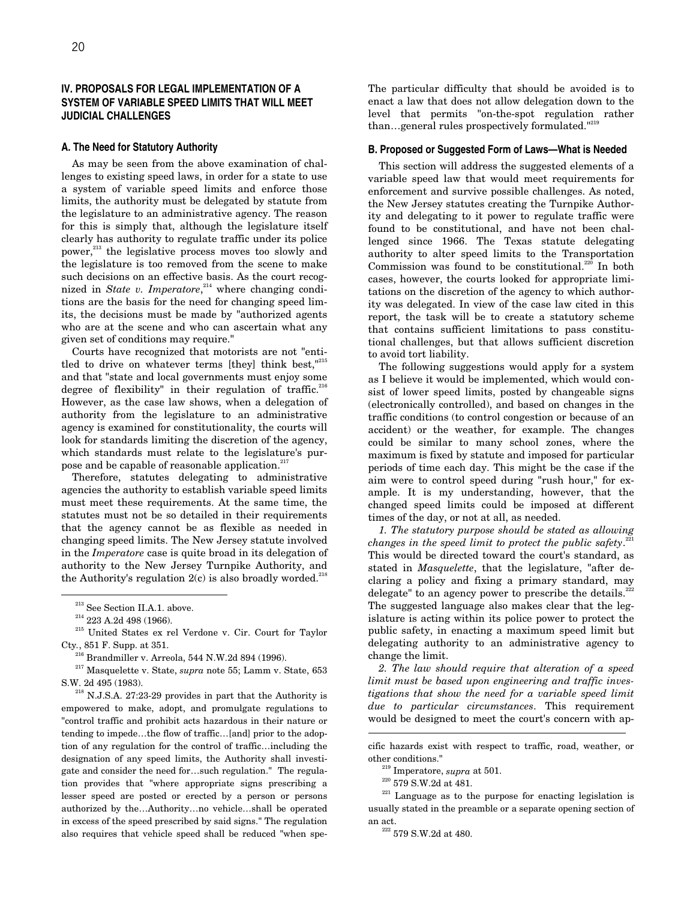## IV. PROPOSALS FOR LEGAL IMPLEMENTATION OF A SYSTEM OF VARIABLE SPEED LIMITS THAT WILL MEET JUDICIAL CHALLENGES

### A. The Need for Statutory Authority

As may be seen from the above examination of challenges to existing speed laws, in order for a state to use a system of variable speed limits and enforce those limits, the authority must be delegated by statute from the legislature to an administrative agency. The reason for this is simply that, although the legislature itself clearly has authority to regulate traffic under its police power,[213] the legislative process moves too slowly and the legislature is too removed from the scene to make such decisions on an effective basis. As the court recognized in *State v. Imperatore*,[214] where changing conditions are the basis for the need for changing speed limits, the decisions must be made by "authorized agents who are at the scene and who can ascertain what any given set of conditions may require."

Courts have recognized that motorists are not "entitled to drive on whatever terms [they] think best,"[215] and that "state and local governments must enjoy some degree of flexibility" in their regulation of traffic.[216] However, as the case law shows, when a delegation of authority from the legislature to an administrative agency is examined for constitutionality, the courts will look for standards limiting the discretion of the agency, which standards must relate to the legislature's purpose and be capable of reasonable application.[217]

Therefore, statutes delegating to administrative agencies the authority to establish variable speed limits must meet these requirements. At the same time, the statutes must not be so detailed in their requirements that the agency cannot be as flexible as needed in changing speed limits. The New Jersey statute involved in the *Imperatore* case is quite broad in its delegation of authority to the New Jersey Turnpike Authority, and the Authority's regulation 2(c) is also broadly worded.[218] The particular difficulty that should be avoided is to enact a law that does not allow delegation down to the level that permits "on-the-spot regulation rather than…general rules prospectively formulated."[219]

### B. Proposed or Suggested Form of Laws—What is Needed

This section will address the suggested elements of a variable speed law that would meet requirements for enforcement and survive possible challenges. As noted, the New Jersey statutes creating the Turnpike Authority and delegating to it power to regulate traffic were found to be constitutional, and have not been challenged since 1966. The Texas statute delegating authority to alter speed limits to the Transportation Commission was found to be constitutional.[220] In both cases, however, the courts looked for appropriate limitations on the discretion of the agency to which authority was delegated. In view of the case law cited in this report, the task will be to create a statutory scheme that contains sufficient limitations to pass constitutional challenges, but that allows sufficient discretion to avoid tort liability.

The following suggestions would apply for a system as I believe it would be implemented, which would consist of lower speed limits, posted by changeable signs (electronically controlled), and based on changes in the traffic conditions (to control congestion or because of an accident) or the weather, for example. The changes could be similar to many school zones, where the maximum is fixed by statute and imposed for particular periods of time each day. This might be the case if the aim were to control speed during "rush hour," for example. It is my understanding, however, that the changed speed limits could be imposed at different times of the day, or not at all, as needed.

*1. The statutory purpose should be stated as allowing changes in the speed limit to protect the public safety.*[221] This would be directed toward the court's standard, as stated in *Masquelette*, that the legislature, "after declaring a policy and fixing a primary standard, may delegate" to an agency power to prescribe the details.[222] The suggested language also makes clear that the legislature is acting within its police power to protect the public safety, in enacting a maximum speed limit but delegating authority to an administrative agency to change the limit.

*2. The law should require that alteration of a speed limit must be based upon engineering and traffic investigations that show the need for a variable speed limit due to particular circumstances*. This requirement would be designed to meet the court's concern with ap-

---

[213] See Section II.A.1. above.

[214] 223 A.2d 498 (1966).

[215] United States ex rel Verdone v. Cir. Court for Taylor Cty., 851 F. Supp. at 351.

[216] Brandmiller v. Arreola, 544 N.W.2d 894 (1996).

[217] Masquelette v. State, *supra* note 55; Lamm v. State, 653 S.W. 2d 495 (1983).

[218] N.J.S.A. 27:23-29 provides in part that the Authority is empowered to make, adopt, and promulgate regulations to "control traffic and prohibit acts hazardous in their nature or tending to impede…the flow of traffic…[and] prior to the adoption of any regulation for the control of traffic…including the designation of any speed limits, the Authority shall investigate and consider the need for…such regulation." The regulation provides that "where appropriate signs prescribing a lesser speed are posted or erected by a person or persons authorized by the…Authority…no vehicle…shall be operated in excess of the speed prescribed by said signs." The regulation also requires that vehicle speed shall be reduced "when specific hazards exist with respect to traffic, road, weather, or other conditions."

[219] Imperatore, *supra* at 501.

[220] 579 S.W.2d at 481.

[221] Language as to the purpose for enacting legislation is usually stated in the preamble or a separate opening section of an act.

[222] 579 S.W.2d at 480.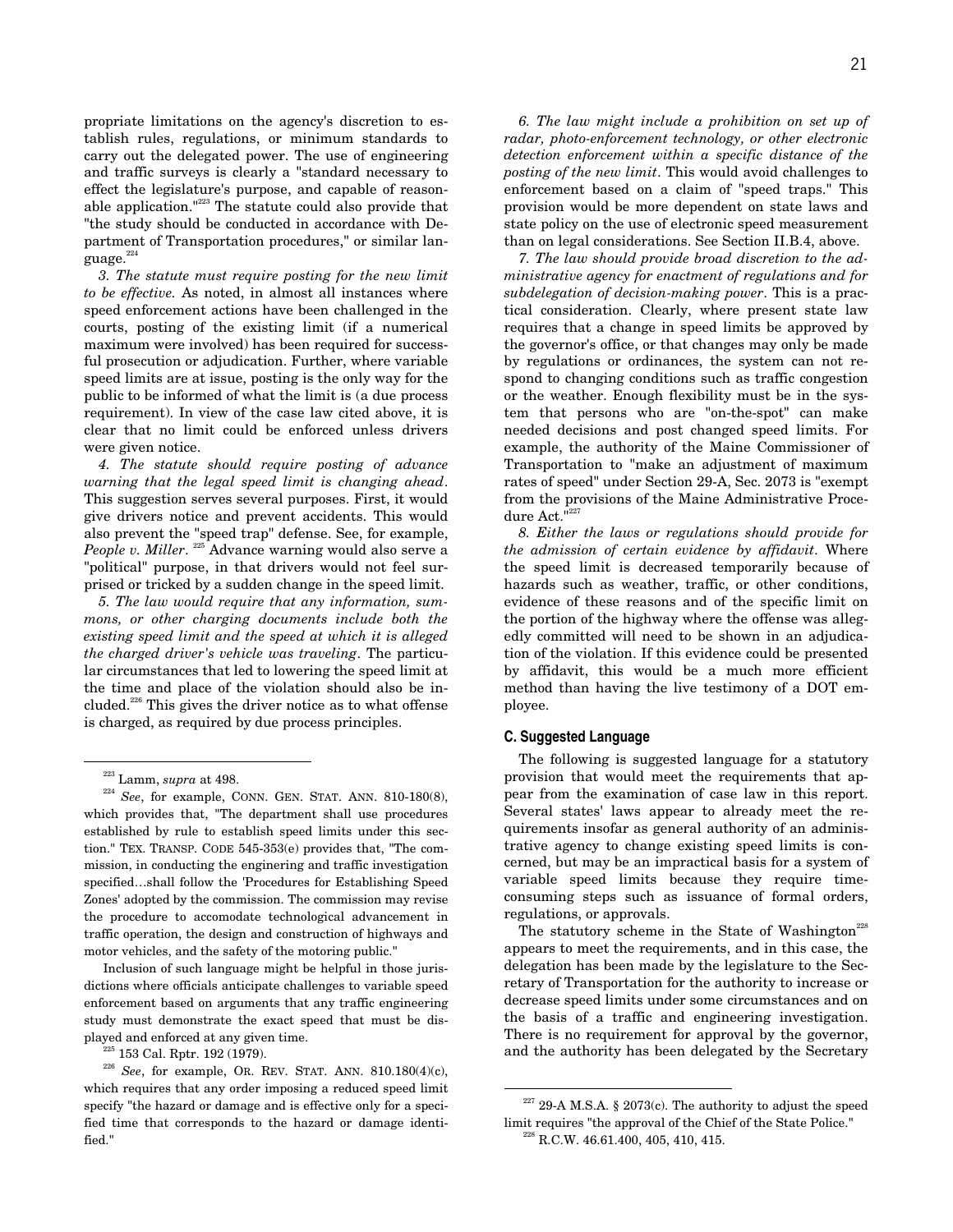propriate limitations on the agency's discretion to establish rules, regulations, or minimum standards to carry out the delegated power. The use of engineering and traffic surveys is clearly a "standard necessary to effect the legislature's purpose, and capable of reasonable application."[223] The statute could also provide that "the study should be conducted in accordance with Department of Transportation procedures," or similar language.[224]

*3. The statute must require posting for the new limit to be effective.* As noted, in almost all instances where speed enforcement actions have been challenged in the courts, posting of the existing limit (if a numerical maximum were involved) has been required for successful prosecution or adjudication. Further, where variable speed limits are at issue, posting is the only way for the public to be informed of what the limit is (a due process requirement). In view of the case law cited above, it is clear that no limit could be enforced unless drivers were given notice.

*4. The statute should require posting of advance warning that the legal speed limit is changing ahead*. This suggestion serves several purposes. First, it would give drivers notice and prevent accidents. This would also prevent the "speed trap" defense. See, for example, *People v. Miller*.[225] Advance warning would also serve a "political" purpose, in that drivers would not feel surprised or tricked by a sudden change in the speed limit.

*5. The law would require that any information, summons, or other charging documents include both the existing speed limit and the speed at which it is alleged the charged driver's vehicle was traveling*. The particular circumstances that led to lowering the speed limit at the time and place of the violation should also be included.[226] This gives the driver notice as to what offense is charged, as required by due process principles.

*6. The law might include a prohibition on set up of radar, photo-enforcement technology, or other electronic detection enforcement within a specific distance of the posting of the new limit*. This would avoid challenges to enforcement based on a claim of "speed traps." This provision would be more dependent on state laws and state policy on the use of electronic speed measurement than on legal considerations. See Section II.B.4, above.

*7. The law should provide broad discretion to the administrative agency for enactment of regulations and for subdelegation of decision-making power*. This is a practical consideration. Clearly, where present state law requires that a change in speed limits be approved by the governor's office, or that changes may only be made by regulations or ordinances, the system can not respond to changing conditions such as traffic congestion or the weather. Enough flexibility must be in the system that persons who are "on-the-spot" can make needed decisions and post changed speed limits. For example, the authority of the Maine Commissioner of Transportation to "make an adjustment of maximum rates of speed" under Section 29-A, Sec. 2073 is "exempt from the provisions of the Maine Administrative Procedure Act."[227]

*8. Either the laws or regulations should provide for the admission of certain evidence by affidavit*. Where the speed limit is decreased temporarily because of hazards such as weather, traffic, or other conditions, evidence of these reasons and of the specific limit on the portion of the highway where the offense was allegedly committed will need to be shown in an adjudication of the violation. If this evidence could be presented by affidavit, this would be a much more efficient method than having the live testimony of a DOT employee.

## C. Suggested Language

The following is suggested language for a statutory provision that would meet the requirements that appear from the examination of case law in this report. Several states' laws appear to already meet the requirements insofar as general authority of an administrative agency to change existing speed limits is concerned, but may be an impractical basis for a system of variable speed limits because they require time-consuming steps such as issuance of formal orders, regulations, or approvals.

The statutory scheme in the State of Washington[228] appears to meet the requirements, and in this case, the delegation has been made by the legislature to the Secretary of Transportation for the authority to increase or decrease speed limits under some circumstances and on the basis of a traffic and engineering investigation. There is no requirement for approval by the governor, and the authority has been delegated by the Secretary

---

[223] Lamm, *supra* at 498.

[224] *See*, for example, CONN. GEN. STAT. ANN. 810-180(8), which provides that, "The department shall use procedures established by rule to establish speed limits under this section." TEX. TRANSP. CODE 545-353(e) provides that, "The commission, in conducting the enginering and traffic investigation specified…shall follow the 'Procedures for Establishing Speed Zones' adopted by the commission. The commission may revise the procedure to accomodate technological advancement in traffic operation, the design and construction of highways and motor vehicles, and the safety of the motoring public."

Inclusion of such language might be helpful in those jurisdictions where officials anticipate challenges to variable speed enforcement based on arguments that any traffic engineering study must demonstrate the exact speed that must be displayed and enforced at any given time.

[225] 153 Cal. Rptr. 192 (1979).

[226] *See*, for example, OR. REV. STAT. ANN. 810.180(4)(c), which requires that any order imposing a reduced speed limit specify "the hazard or damage and is effective only for a specified time that corresponds to the hazard or damage identified."

[227] 29-A M.S.A. § 2073(c). The authority to adjust the speed limit requires "the approval of the Chief of the State Police."

[228] R.C.W. 46.61.400, 405, 410, 415.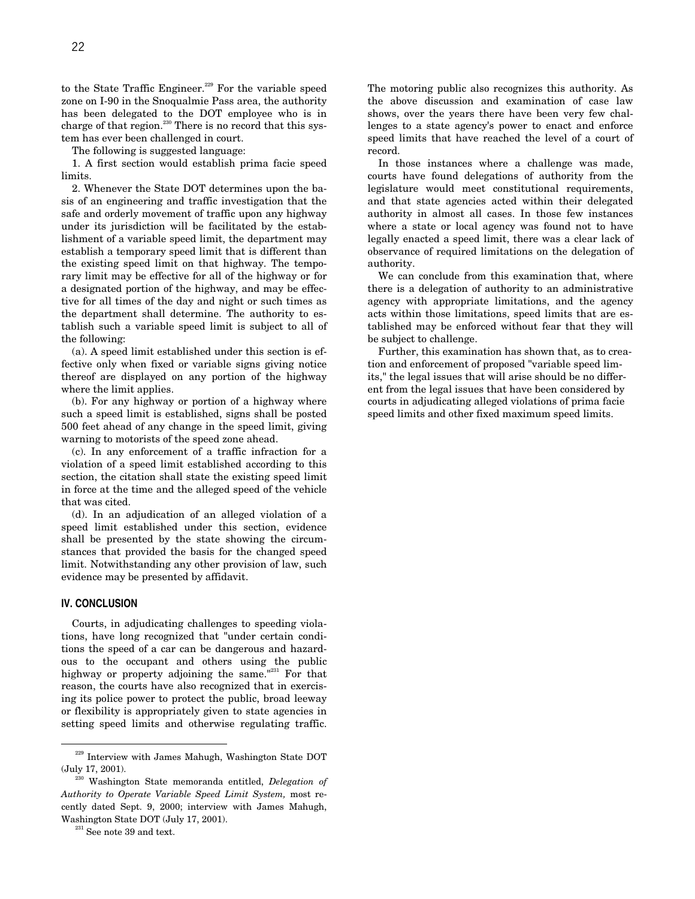to the State Traffic Engineer.[229] For the variable speed zone on I-90 in the Snoqualmie Pass area, the authority has been delegated to the DOT employee who is in charge of that region.[230] There is no record that this system has ever been challenged in court.

The following is suggested language:

1. A first section would establish prima facie speed limits.

2. Whenever the State DOT determines upon the basis of an engineering and traffic investigation that the safe and orderly movement of traffic upon any highway under its jurisdiction will be facilitated by the establishment of a variable speed limit, the department may establish a temporary speed limit that is different than the existing speed limit on that highway. The temporary limit may be effective for all of the highway or for a designated portion of the highway, and may be effective for all times of the day and night or such times as the department shall determine. The authority to establish such a variable speed limit is subject to all of the following:

(a). A speed limit established under this section is effective only when fixed or variable signs giving notice thereof are displayed on any portion of the highway where the limit applies.

(b). For any highway or portion of a highway where such a speed limit is established, signs shall be posted 500 feet ahead of any change in the speed limit, giving warning to motorists of the speed zone ahead.

(c). In any enforcement of a traffic infraction for a violation of a speed limit established according to this section, the citation shall state the existing speed limit in force at the time and the alleged speed of the vehicle that was cited.

(d). In an adjudication of an alleged violation of a speed limit established under this section, evidence shall be presented by the state showing the circumstances that provided the basis for the changed speed limit. Notwithstanding any other provision of law, such evidence may be presented by affidavit.

## IV. CONCLUSION

Courts, in adjudicating challenges to speeding violations, have long recognized that "under certain conditions the speed of a car can be dangerous and hazardous to the occupant and others using the public highway or property adjoining the same."[231] For that reason, the courts have also recognized that in exercising its police power to protect the public, broad leeway or flexibility is appropriately given to state agencies in setting speed limits and otherwise regulating traffic. The motoring public also recognizes this authority. As the above discussion and examination of case law shows, over the years there have been very few challenges to a state agency's power to enact and enforce speed limits that have reached the level of a court of record.

In those instances where a challenge was made, courts have found delegations of authority from the legislature would meet constitutional requirements, and that state agencies acted within their delegated authority in almost all cases. In those few instances where a state or local agency was found not to have legally enacted a speed limit, there was a clear lack of observance of required limitations on the delegation of authority.

We can conclude from this examination that, where there is a delegation of authority to an administrative agency with appropriate limitations, and the agency acts within those limitations, speed limits that are established may be enforced without fear that they will be subject to challenge.

Further, this examination has shown that, as to creation and enforcement of proposed "variable speed limits," the legal issues that will arise should be no different from the legal issues that have been considered by courts in adjudicating alleged violations of prima facie speed limits and other fixed maximum speed limits.

---

[229] Interview with James Mahugh, Washington State DOT (July 17, 2001).

[230] Washington State memoranda entitled, *Delegation of Authority to Operate Variable Speed Limit System,* most recently dated Sept. 9, 2000; interview with James Mahugh, Washington State DOT (July 17, 2001).

[231] See note 39 and text.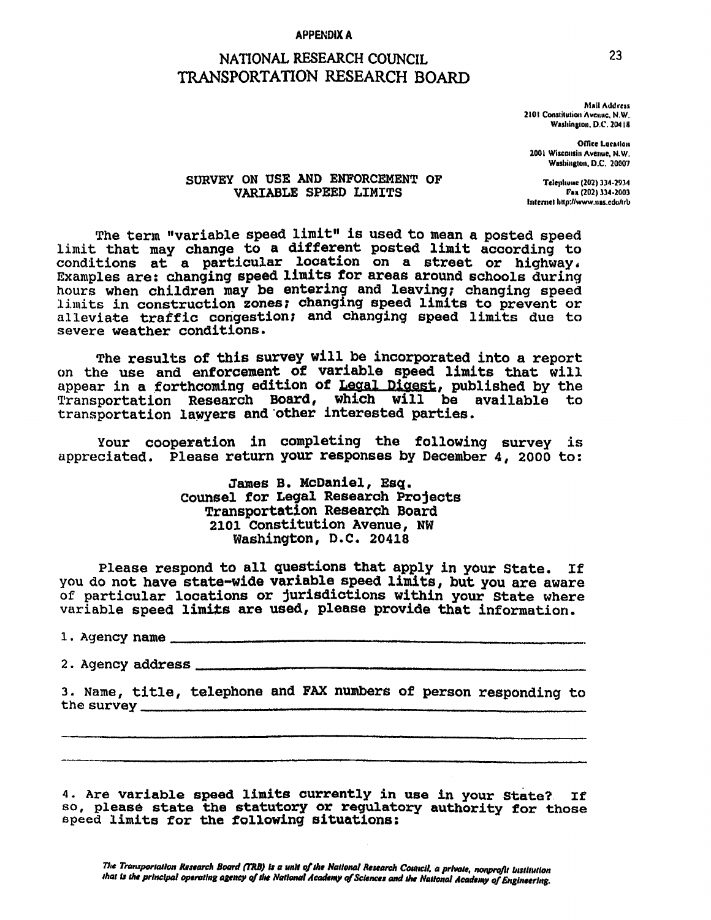**APPENDIX A**

# NATIONAL RESEARCH COUNCIL
# TRANSPORTATION RESEARCH BOARD

Mail Address
2101 Constitution Avenue, N.W.
Washington, D.C. 20418

Office Location
2001 Wisconsin Avenue, N.W.
Washington, D.C. 20007

Telephone (202) 334-2934
Fax (202) 334-2003
Internet http://www.nas.edu/trb

## SURVEY ON USE AND ENFORCEMENT OF VARIABLE SPEED LIMITS

The term "variable speed limit" is used to mean a posted speed limit that may change to a different posted limit according to conditions at a particular location on a street or highway. Examples are: changing speed limits for areas around schools during hours when children may be entering and leaving; changing speed limits in construction zones; changing speed limits to prevent or alleviate traffic congestion; and changing speed limits due to severe weather conditions.

The results of this survey will be incorporated into a report on the use and enforcement of variable speed limits that will appear in a forthcoming edition of Legal Digest, published by the Transportation Research Board, which will be available to transportation lawyers and other interested parties.

Your cooperation in completing the following survey is appreciated. Please return your responses by December 4, 2000 to:

James B. McDaniel, Esq.
Counsel for Legal Research Projects
Transportation Research Board
2101 Constitution Avenue, NW
Washington, D.C. 20418

Please respond to all questions that apply in your State. If you do not have state-wide variable speed limits, but you are aware of particular locations or jurisdictions within your State where variable speed limits are used, please provide that information.

1. Agency name ______________________________

2. Agency address ______________________________

3. Name, title, telephone and FAX numbers of person responding to the survey ______________________________

______________________________

______________________________

4. Are variable speed limits currently in use in your State? If so, please state the statutory or regulatory authority for those speed limits for the following situations:

*The Transportation Research Board (TRB) is a unit of the National Research Council, a private, nonprofit institution that is the principal operating agency of the National Academy of Sciences and the National Academy of Engineering.*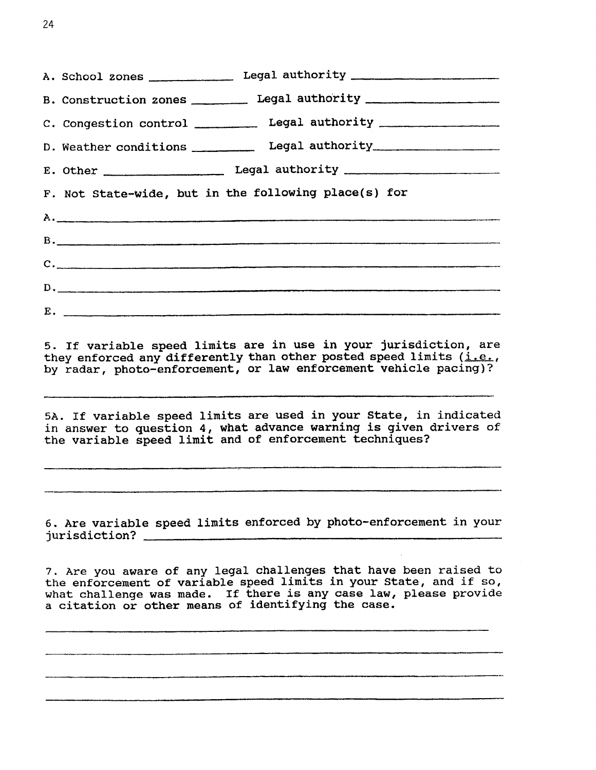A. School zones ____________ Legal authority ____________________

B. Construction zones ________ Legal authority ____________________

C. Congestion control _________ Legal authority ____________________

D. Weather conditions _________ Legal authority____________________

E. Other _________________ Legal authority ____________________

F. Not State-wide, but in the following place(s) for

A.____________________________________________________________

B.____________________________________________________________

C.____________________________________________________________

D.____________________________________________________________

E. ____________________________________________________________

5. If variable speed limits are in use in your jurisdiction, are they enforced any differently than other posted speed limits (i.e., by radar, photo-enforcement, or law enforcement vehicle pacing)?

____________________________________________________________

5A. If variable speed limits are used in your State, in indicated in answer to question 4, what advance warning is given drivers of the variable speed limit and of enforcement techniques?

____________________________________________________________

____________________________________________________________

6. Are variable speed limits enforced by photo-enforcement in your jurisdiction? ____________________________________________

7. Are you aware of any legal challenges that have been raised to the enforcement of variable speed limits in your State, and if so, what challenge was made. If there is any case law, please provide a citation or other means of identifying the case.

____________________________________________________________

____________________________________________________________

____________________________________________________________

____________________________________________________________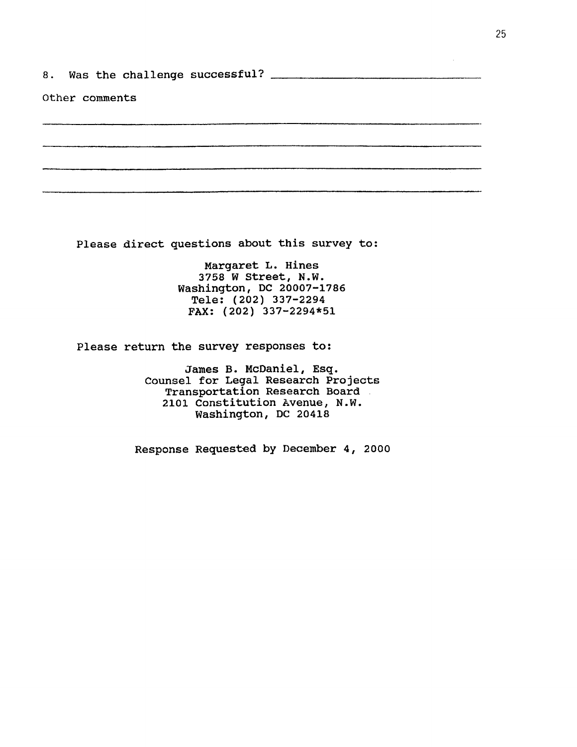8. Was the challenge successful? ______________________________

Other comments

______________________________________________________________

______________________________________________________________

______________________________________________________________

______________________________________________________________

Please direct questions about this survey to:

Margaret L. Hines
3758 W Street, N.W.
Washington, DC 20007-1786
Tele: (202) 337-2294
FAX: (202) 337-2294*51

Please return the survey responses to:

James B. McDaniel, Esq.
Counsel for Legal Research Projects
Transportation Research Board
2101 Constitution Avenue, N.W.
Washington, DC 20418

Response Requested by December 4, 2000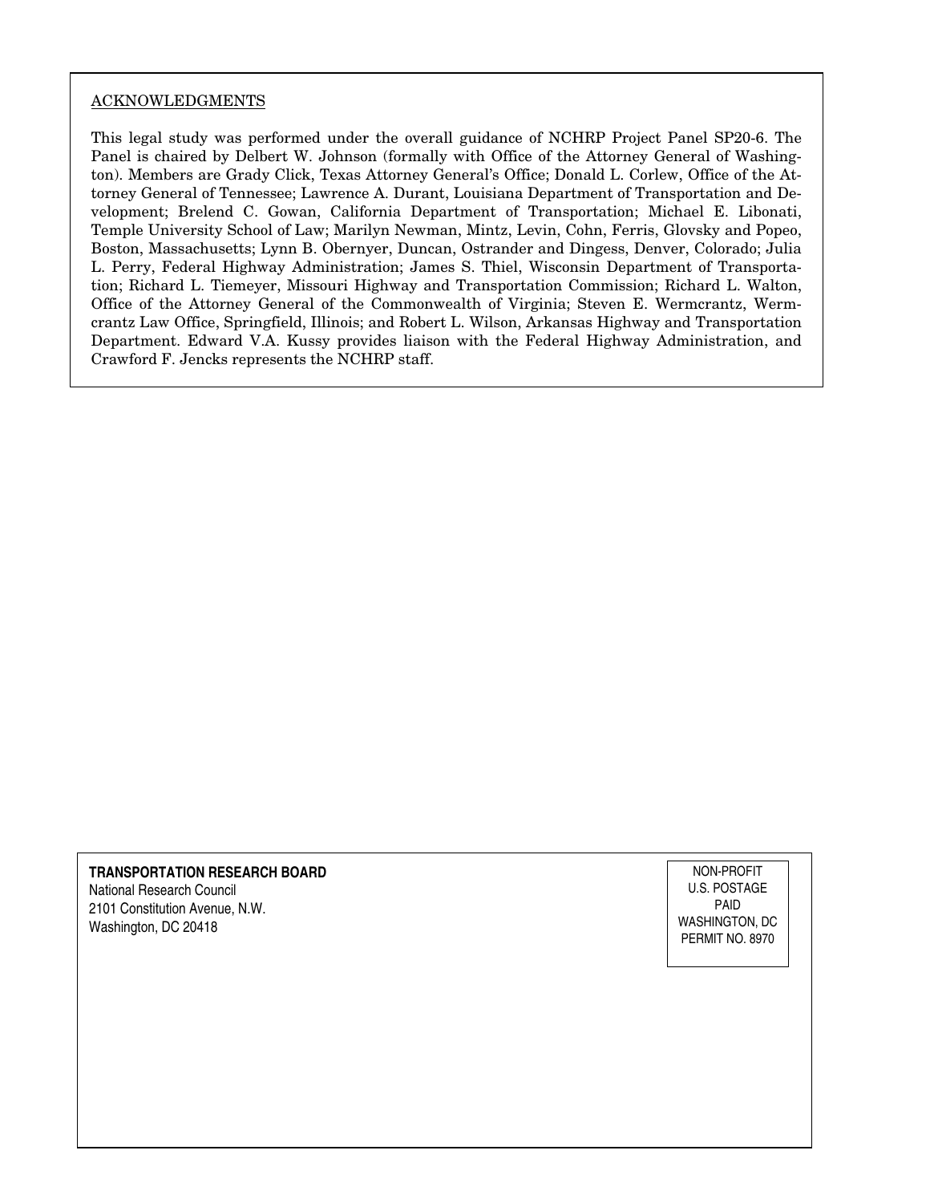ACKNOWLEDGMENTS

This legal study was performed under the overall guidance of NCHRP Project Panel SP20-6. The Panel is chaired by Delbert W. Johnson (formally with Office of the Attorney General of Washington). Members are Grady Click, Texas Attorney General's Office; Donald L. Corlew, Office of the Attorney General of Tennessee; Lawrence A. Durant, Louisiana Department of Transportation and Development; Brelend C. Gowan, California Department of Transportation; Michael E. Libonati, Temple University School of Law; Marilyn Newman, Mintz, Levin, Cohn, Ferris, Glovsky and Popeo, Boston, Massachusetts; Lynn B. Obernyer, Duncan, Ostrander and Dingess, Denver, Colorado; Julia L. Perry, Federal Highway Administration; James S. Thiel, Wisconsin Department of Transportation; Richard L. Tiemeyer, Missouri Highway and Transportation Commission; Richard L. Walton, Office of the Attorney General of the Commonwealth of Virginia; Steven E. Wermcrantz, Wermcrantz Law Office, Springfield, Illinois; and Robert L. Wilson, Arkansas Highway and Transportation Department. Edward V.A. Kussy provides liaison with the Federal Highway Administration, and Crawford F. Jencks represents the NCHRP staff.

**TRANSPORTATION RESEARCH BOARD**
National Research Council
2101 Constitution Avenue, N.W.
Washington, DC 20418

NON-PROFIT
U.S. POSTAGE
PAID
WASHINGTON, DC
PERMIT NO. 8970